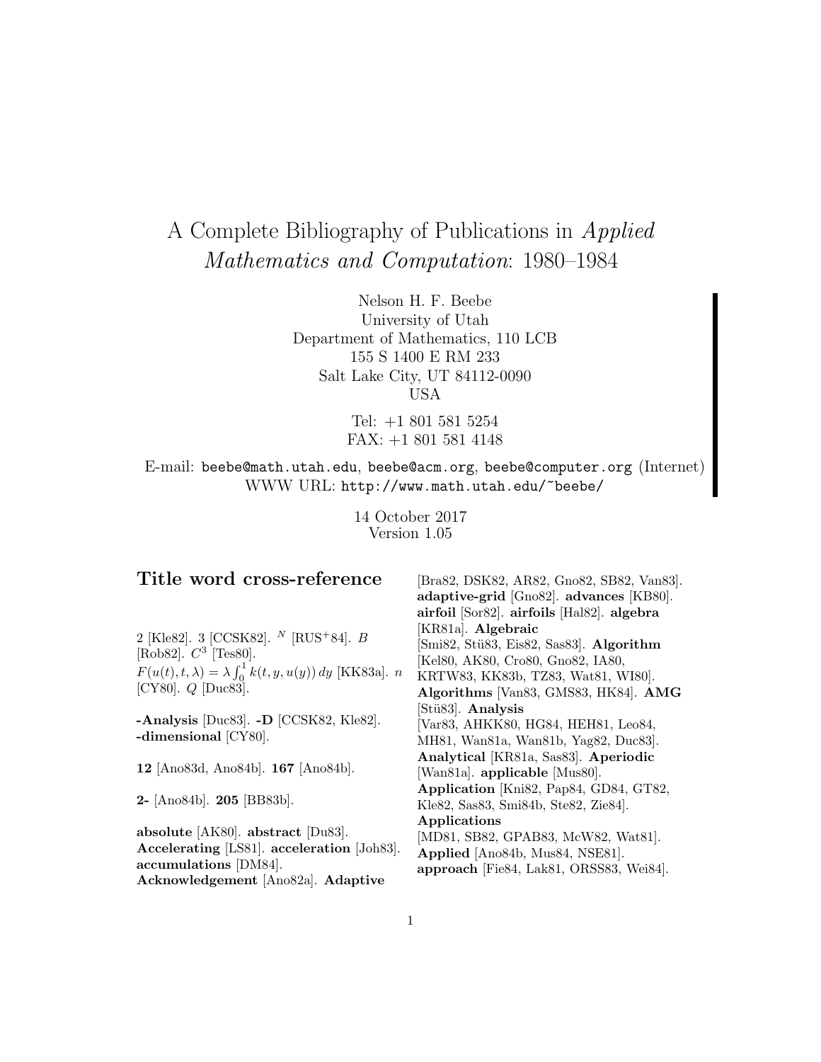# A Complete Bibliography of Publications in *Applied Mathematics and Computation*: 1980–1984

Nelson H. F. Beebe
University of Utah
Department of Mathematics, 110 LCB
155 S 1400 E RM 233
Salt Lake City, UT 84112-0090
USA

Tel: +1 801 581 5254
FAX: +1 801 581 4148

E-mail: `beebe@math.utah.edu`, `beebe@acm.org`, `beebe@computer.org` (Internet)
WWW URL: `http://www.math.utah.edu/~beebe/`

14 October 2017
Version 1.05

## Title word cross-reference

2 [Kle82]. 3 [CCSK82]. $^N$ [RUS+84]. $B$ [Rob82]. $C^3$ [Tes80]. $F(u(t), t, \lambda) = \lambda \int_0^1 k(t, y, u(y))\, dy$ [KK83a]. $n$ [CY80]. $Q$ [Duc83].

**-Analysis** [Duc83]. **-D** [CCSK82, Kle82]. **-dimensional** [CY80].

**12** [Ano83d, Ano84b]. **167** [Ano84b].

**2-** [Ano84b]. **205** [BB83b].

**absolute** [AK80]. **abstract** [Du83]. **Accelerating** [LS81]. **acceleration** [Joh83]. **accumulations** [DM84]. **Acknowledgement** [Ano82a]. **Adaptive** [Bra82, DSK82, AR82, Gno82, SB82, Van83]. **adaptive-grid** [Gno82]. **advances** [KB80]. **airfoil** [Sor82]. **airfoils** [Hal82]. **algebra** [KR81a]. **Algebraic** [Smi82, Stü83, Eis82, Sas83]. **Algorithm** [Kel80, AK80, Cro80, Gno82, IA80, KRTW83, KK83b, TZ83, Wat81, WI80]. **Algorithms** [Van83, GMS83, HK84]. **AMG** [Stü83]. **Analysis** [Var83, AHKK80, HG84, HEH81, Leo84, MH81, Wan81a, Wan81b, Yag82, Duc83]. **Analytical** [KR81a, Sas83]. **Aperiodic** [Wan81a]. **applicable** [Mus80]. **Application** [Kni82, Pap84, GD84, GT82, Kle82, Sas83, Smi84b, Ste82, Zie84]. **Applications** [MD81, SB82, GPAB83, McW82, Wat81]. **Applied** [Ano84b, Mus84, NSE81]. **approach** [Fie84, Lak81, ORSS83, Wei84].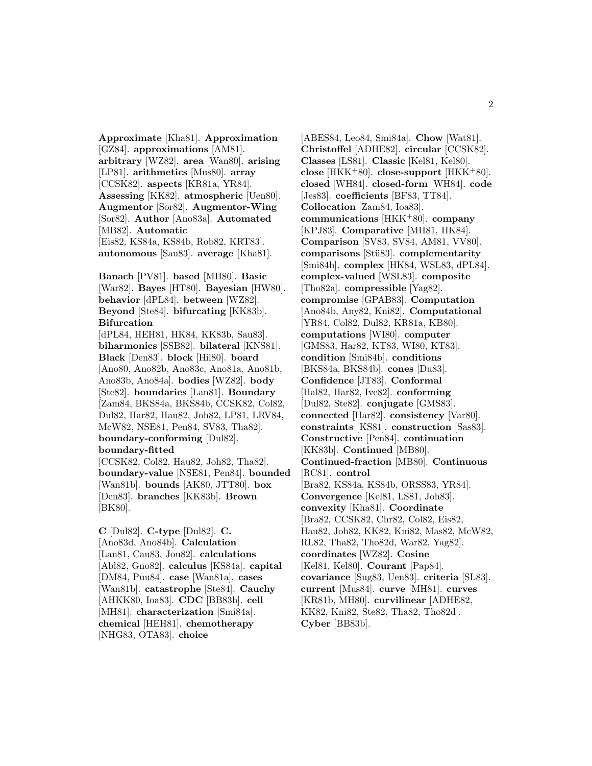**Approximate** [Kha81]. **Approximation** [GZ84]. **approximations** [AM81]. **arbitrary** [WZ82]. **area** [Wan80]. **arising** [LP81]. **arithmetics** [Mus80]. **array** [CCSK82]. **aspects** [KR81a, YR84]. **Assessing** [KK82]. **atmospheric** [Uen80]. **Augmentor** [Sor82]. **Augmentor-Wing** [Sor82]. **Author** [Ano83a]. **Automated** [MB82]. **Automatic** [Eis82, KS84a, KS84b, Rob82, KRT83]. **autonomous** [Sau83]. **average** [Kha81].

**Banach** [PV81]. **based** [MH80]. **Basic** [War82]. **Bayes** [HT80]. **Bayesian** [HW80]. **behavior** [dPL84]. **between** [WZ82]. **Beyond** [Ste84]. **bifurcating** [KK83b]. **Bifurcation** [dPL84, HEH81, HK84, KK83b, Sau83]. **biharmonics** [SSB82]. **bilateral** [KNS81]. **Black** [Den83]. **block** [Hil80]. **board** [Ano80, Ano82b, Ano83c, Ano81a, Ano81b, Ano83b, Ano84a]. **bodies** [WZ82]. **body** [Ste82]. **boundaries** [Lan81]. **Boundary** [Zam84, BKS84a, BKS84b, CCSK82, Col82, Dul82, Har82, Hau82, Joh82, LP81, LRV84, McW82, NSE81, Pen84, SV83, Tha82]. **boundary-conforming** [Dul82]. **boundary-fitted** [CCSK82, Col82, Hau82, Joh82, Tha82]. **boundary-value** [NSE81, Pen84]. **bounded** [Wan81b]. **bounds** [AK80, JTT80]. **box** [Den83]. **branches** [KK83b]. **Brown** [BK80].

**C** [Dul82]. **C-type** [Dul82]. **C.** [Ano83d, Ano84b]. **Calculation** [Lan81, Cau83, Jou82]. **calculations** [Abl82, Gno82]. **calculus** [KS84a]. **capital** [DM84, Puu84]. **case** [Wan81a]. **cases** [Wan81b]. **catastrophe** [Ste84]. **Cauchy** [AHKK80, Ioa83]. **CDC** [BB83b]. **cell** [MH81]. **characterization** [Smi84a]. **chemical** [HEH81]. **chemotherapy** [NHG83, OTA83]. **choice** [ABES84, Leo84, Smi84a]. **Chow** [Wat81]. **Christoffel** [ADHE82]. **circular** [CCSK82]. **Classes** [LS81]. **Classic** [Kel81, Kel80]. **close** [HKK+80]. **close-support** [HKK+80]. **closed** [WH84]. **closed-form** [WH84]. **code** [Jes83]. **coefficients** [BF83, TT84]. **Collocation** [Zam84, Ioa83]. **communications** [HKK+80]. **company** [KPJ83]. **Comparative** [MH81, HK84]. **Comparison** [SV83, SV84, AM81, VV80]. **comparisons** [Stü83]. **complementarity** [Smi84b]. **complex** [HK84, WSL83, dPL84]. **complex-valued** [WSL83]. **composite** [Tho82a]. **compressible** [Yag82]. **compromise** [GPAB83]. **Computation** [Ano84b, Any82, Kni82]. **Computational** [YR84, Col82, Dul82, KR81a, KB80]. **computations** [WI80]. **computer** [GMS83, Har82, KT83, WI80, KT83]. **condition** [Smi84b]. **conditions** [BKS84a, BKS84b]. **cones** [Du83]. **Confidence** [JT83]. **Conformal** [Hal82, Har82, Ive82]. **conforming** [Dul82, Ste82]. **conjugate** [GMS83]. **connected** [Har82]. **consistency** [Var80]. **constraints** [KS81]. **construction** [Sas83]. **Constructive** [Pen84]. **continuation** [KK83b]. **Continued** [MB80]. **Continued-fraction** [MB80]. **Continuous** [RC81]. **control** [Bra82, KS84a, KS84b, ORSS83, YR84]. **Convergence** [Kel81, LS81, Joh83]. **convexity** [Kha81]. **Coordinate** [Bra82, CCSK82, Chr82, Col82, Eis82, Hau82, Joh82, KK82, Kni82, Mas82, McW82, RL82, Tha82, Tho82d, War82, Yag82]. **coordinates** [WZ82]. **Cosine** [Kel81, Kel80]. **Courant** [Pap84]. **covariance** [Sug83, Uen83]. **criteria** [SL83]. **current** [Mus84]. **curve** [MH81]. **curves** [KR81b, MH80]. **curvilinear** [ADHE82, KK82, Kni82, Ste82, Tha82, Tho82d]. **Cyber** [BB83b].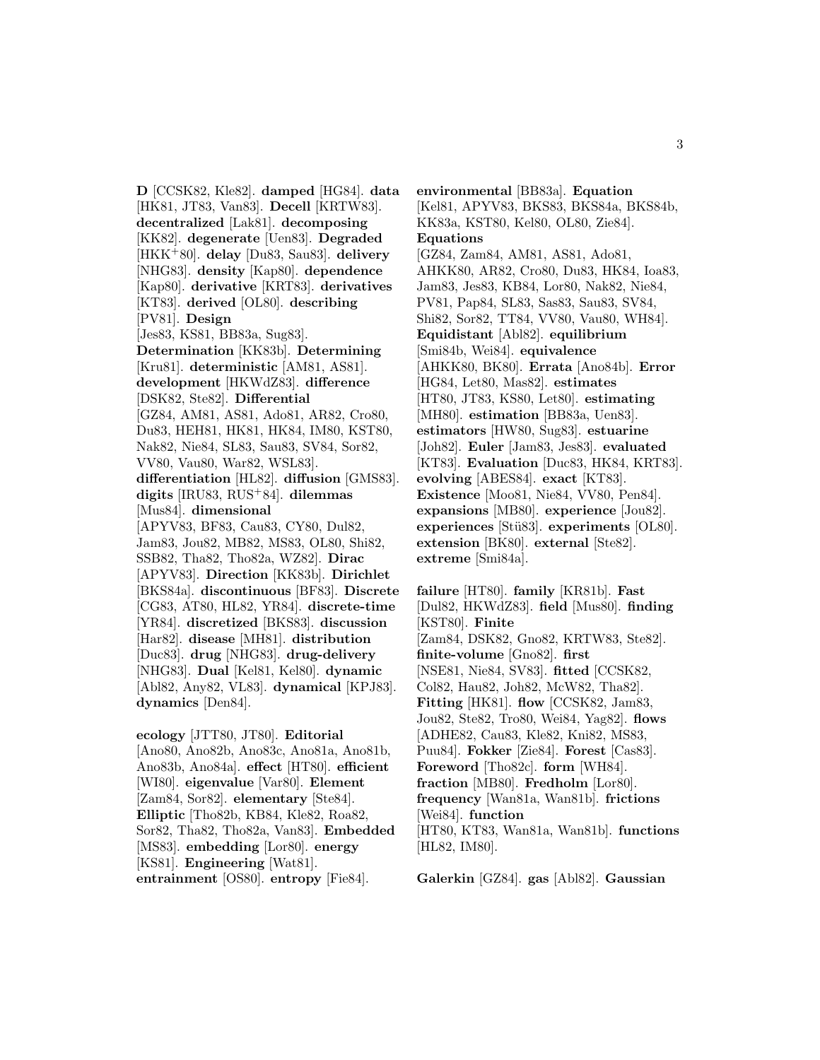**D** [CCSK82, Kle82]. **damped** [HG84]. **data** [HK81, JT83, Van83]. **Decell** [KRTW83]. **decentralized** [Lak81]. **decomposing** [KK82]. **degenerate** [Uen83]. **Degraded** [HKK+80]. **delay** [Du83, Sau83]. **delivery** [NHG83]. **density** [Kap80]. **dependence** [Kap80]. **derivative** [KRT83]. **derivatives** [KT83]. **derived** [OL80]. **describing** [PV81]. **Design** [Jes83, KS81, BB83a, Sug83]. **Determination** [KK83b]. **Determining** [Kru81]. **deterministic** [AM81, AS81]. **development** [HKWdZ83]. **difference** [DSK82, Ste82]. **Differential** [GZ84, AM81, AS81, Ado81, AR82, Cro80, Du83, HEH81, HK81, HK84, IM80, KST80, Nak82, Nie84, SL83, Sau83, SV84, Sor82, VV80, Vau80, War82, WSL83]. **differentiation** [HL82]. **diffusion** [GMS83]. **digits** [IRU83, RUS+84]. **dilemmas** [Mus84]. **dimensional** [APYV83, BF83, Cau83, CY80, Dul82, Jam83, Jou82, MB82, MS83, OL80, Shi82, SSB82, Tha82, Tho82a, WZ82]. **Dirac** [APYV83]. **Direction** [KK83b]. **Dirichlet** [BKS84a]. **discontinuous** [BF83]. **Discrete** [CG83, AT80, HL82, YR84]. **discrete-time** [YR84]. **discretized** [BKS83]. **discussion** [Har82]. **disease** [MH81]. **distribution** [Duc83]. **drug** [NHG83]. **drug-delivery** [NHG83]. **Dual** [Kel81, Kel80]. **dynamic** [Abl82, Any82, VL83]. **dynamical** [KPJ83]. **dynamics** [Den84].

**ecology** [JTT80, JT80]. **Editorial** [Ano80, Ano82b, Ano83c, Ano81a, Ano81b, Ano83b, Ano84a]. **effect** [HT80]. **efficient** [WI80]. **eigenvalue** [Var80]. **Element** [Zam84, Sor82]. **elementary** [Ste84]. **Elliptic** [Tho82b, KB84, Kle82, Roa82, Sor82, Tha82, Tho82a, Van83]. **Embedded** [MS83]. **embedding** [Lor80]. **energy** [KS81]. **Engineering** [Wat81]. **entrainment** [OS80]. **entropy** [Fie84]. **environmental** [BB83a]. **Equation** [Kel81, APYV83, BKS83, BKS84a, BKS84b, KK83a, KST80, Kel80, OL80, Zie84]. **Equations** [GZ84, Zam84, AM81, AS81, Ado81, AHKK80, AR82, Cro80, Du83, HK84, Ioa83, Jam83, Jes83, KB84, Lor80, Nak82, Nie84, PV81, Pap84, SL83, Sas83, Sau83, SV84, Shi82, Sor82, TT84, VV80, Vau80, WH84]. **Equidistant** [Abl82]. **equilibrium** [Smi84b, Wei84]. **equivalence** [AHKK80, BK80]. **Errata** [Ano84b]. **Error** [HG84, Let80, Mas82]. **estimates** [HT80, JT83, KS80, Let80]. **estimating** [MH80]. **estimation** [BB83a, Uen83]. **estimators** [HW80, Sug83]. **estuarine** [Joh82]. **Euler** [Jam83, Jes83]. **evaluated** [KT83]. **Evaluation** [Duc83, HK84, KRT83]. **evolving** [ABES84]. **exact** [KT83]. **Existence** [Moo81, Nie84, VV80, Pen84]. **expansions** [MB80]. **experience** [Jou82]. **experiences** [Stü83]. **experiments** [OL80]. **extension** [BK80]. **external** [Ste82]. **extreme** [Smi84a].

**failure** [HT80]. **family** [KR81b]. **Fast** [Dul82, HKWdZ83]. **field** [Mus80]. **finding** [KST80]. **Finite** [Zam84, DSK82, Gno82, KRTW83, Ste82]. **finite-volume** [Gno82]. **first** [NSE81, Nie84, SV83]. **fitted** [CCSK82, Col82, Hau82, Joh82, McW82, Tha82]. **Fitting** [HK81]. **flow** [CCSK82, Jam83, Jou82, Ste82, Tro80, Wei84, Yag82]. **flows** [ADHE82, Cau83, Kle82, Kni82, MS83, Puu84]. **Fokker** [Zie84]. **Forest** [Cas83]. **Foreword** [Tho82c]. **form** [WH84]. **fraction** [MB80]. **Fredholm** [Lor80]. **frequency** [Wan81a, Wan81b]. **frictions** [Wei84]. **function** [HT80, KT83, Wan81a, Wan81b]. **functions** [HL82, IM80].

**Galerkin** [GZ84]. **gas** [Abl82]. **Gaussian**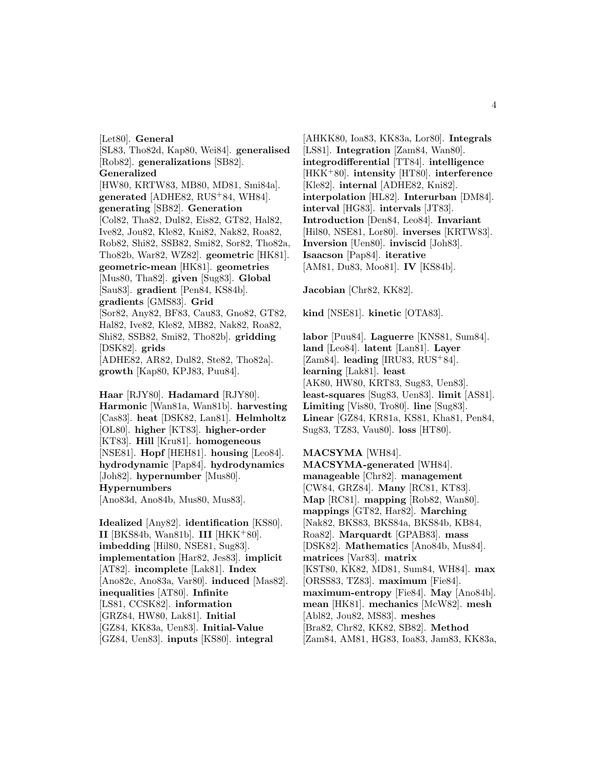[Let80]. **General** [SL83, Tho82d, Kap80, Wei84]. **generalised** [Rob82]. **generalizations** [SB82]. **Generalized** [HW80, KRTW83, MB80, MD81, Smi84a]. **generated** [ADHE82, RUS[+]84, WH84]. **generating** [SB82]. **Generation** [Col82, Tha82, Dul82, Eis82, GT82, Hal82, Ive82, Jou82, Kle82, Kni82, Nak82, Roa82, Rob82, Shi82, SSB82, Smi82, Sor82, Tho82a, Tho82b, War82, WZ82]. **geometric** [HK81]. **geometric-mean** [HK81]. **geometries** [Mus80, Tha82]. **given** [Sug83]. **Global** [Sau83]. **gradient** [Pen84, KS84b]. **gradients** [GMS83]. **Grid** [Sor82, Any82, BF83, Cau83, Gno82, GT82, Hal82, Ive82, Kle82, MB82, Nak82, Roa82, Shi82, SSB82, Smi82, Tho82b]. **gridding** [DSK82]. **grids** [ADHE82, AR82, Dul82, Ste82, Tho82a]. **growth** [Kap80, KPJ83, Puu84].

**Haar** [RJY80]. **Hadamard** [RJY80]. **Harmonic** [Wan81a, Wan81b]. **harvesting** [Cas83]. **heat** [DSK82, Lan81]. **Helmholtz** [OL80]. **higher** [KT83]. **higher-order** [KT83]. **Hill** [Kru81]. **homogeneous** [NSE81]. **Hopf** [HEH81]. **housing** [Leo84]. **hydrodynamic** [Pap84]. **hydrodynamics** [Joh82]. **hypernumber** [Mus80]. **Hypernumbers** [Ano83d, Ano84b, Mus80, Mus83].

**Idealized** [Any82]. **identification** [KS80]. **II** [BKS84b, Wan81b]. **III** [HKK[+]80]. **imbedding** [Hil80, NSE81, Sug83]. **implementation** [Har82, Jes83]. **implicit** [AT82]. **incomplete** [Lak81]. **Index** [Ano82c, Ano83a, Var80]. **induced** [Mas82]. **inequalities** [AT80]. **Infinite** [LS81, CCSK82]. **information** [GRZ84, HW80, Lak81]. **Initial** [GZ84, KK83a, Uen83]. **Initial-Value** [GZ84, Uen83]. **inputs** [KS80]. **integral** [AHKK80, Ioa83, KK83a, Lor80]. **Integrals** [LS81]. **Integration** [Zam84, Wan80]. **integrodifferential** [TT84]. **intelligence** [HKK[+]80]. **intensity** [HT80]. **interference** [Kle82]. **internal** [ADHE82, Kni82]. **interpolation** [HL82]. **Interurban** [DM84]. **interval** [HG83]. **intervals** [JT83]. **Introduction** [Den84, Leo84]. **Invariant** [Hil80, NSE81, Lor80]. **inverses** [KRTW83]. **Inversion** [Uen80]. **inviscid** [Joh83]. **Isaacson** [Pap84]. **iterative** [AM81, Du83, Moo81]. **IV** [KS84b].

**Jacobian** [Chr82, KK82].

**kind** [NSE81]. **kinetic** [OTA83].

**labor** [Puu84]. **Laguerre** [KNS81, Sum84]. **land** [Leo84]. **latent** [Lan81]. **Layer** [Zam84]. **leading** [IRU83, RUS[+]84]. **learning** [Lak81]. **least** [AK80, HW80, KRT83, Sug83, Uen83]. **least-squares** [Sug83, Uen83]. **limit** [AS81]. **Limiting** [Vis80, Tro80]. **line** [Sug83]. **Linear** [GZ84, KR81a, KS81, Kha81, Pen84, Sug83, TZ83, Vau80]. **loss** [HT80].

**MACSYMA** [WH84]. **MACSYMA-generated** [WH84]. **manageable** [Chr82]. **management** [CW84, GRZ84]. **Many** [RC81, KT83]. **Map** [RC81]. **mapping** [Rob82, Wan80]. **mappings** [GT82, Har82]. **Marching** [Nak82, BKS83, BKS84a, BKS84b, KB84, Roa82]. **Marquardt** [GPAB83]. **mass** [DSK82]. **Mathematics** [Ano84b, Mus84]. **matrices** [Var83]. **matrix** [KST80, KK82, MD81, Sum84, WH84]. **max** [ORSS83, TZ83]. **maximum** [Fie84]. **maximum-entropy** [Fie84]. **May** [Ano84b]. **mean** [HK81]. **mechanics** [McW82]. **mesh** [Abl82, Jou82, MS83]. **meshes** [Bra82, Chr82, KK82, SB82]. **Method** [Zam84, AM81, HG83, Ioa83, Jam83, KK83a,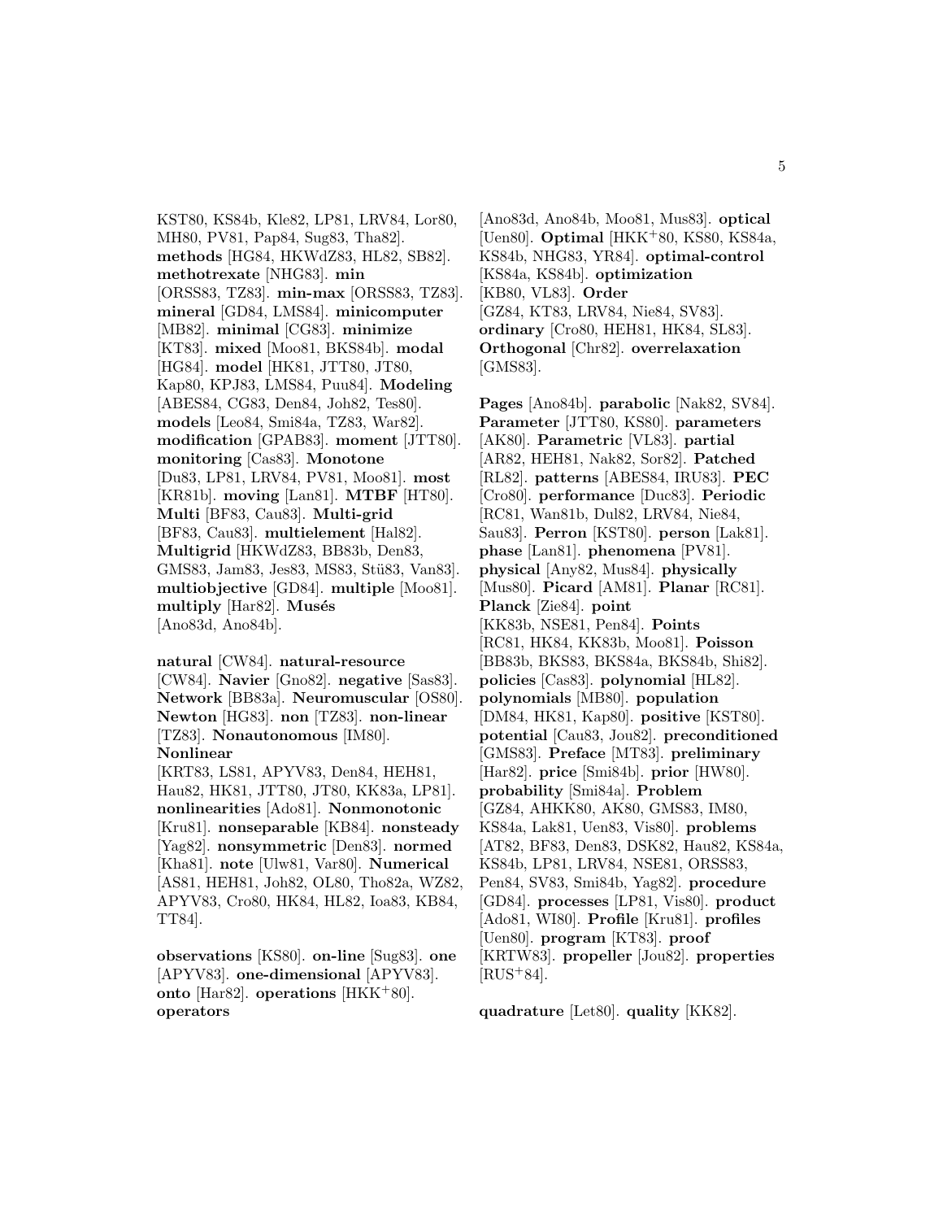KST80, KS84b, Kle82, LP81, LRV84, Lor80, MH80, PV81, Pap84, Sug83, Tha82]. **methods** [HG84, HKWdZ83, HL82, SB82]. **methotrexate** [NHG83]. **min** [ORSS83, TZ83]. **min-max** [ORSS83, TZ83]. **mineral** [GD84, LMS84]. **minicomputer** [MB82]. **minimal** [CG83]. **minimize** [KT83]. **mixed** [Moo81, BKS84b]. **modal** [HG84]. **model** [HK81, JTT80, JT80, Kap80, KPJ83, LMS84, Puu84]. **Modeling** [ABES84, CG83, Den84, Joh82, Tes80]. **models** [Leo84, Smi84a, TZ83, War82]. **modification** [GPAB83]. **moment** [JTT80]. **monitoring** [Cas83]. **Monotone** [Du83, LP81, LRV84, PV81, Moo81]. **most** [KR81b]. **moving** [Lan81]. **MTBF** [HT80]. **Multi** [BF83, Cau83]. **Multi-grid** [BF83, Cau83]. **multielement** [Hal82]. **Multigrid** [HKWdZ83, BB83b, Den83, GMS83, Jam83, Jes83, MS83, Stü83, Van83]. **multiobjective** [GD84]. **multiple** [Moo81]. **multiply** [Har82]. **Musés** [Ano83d, Ano84b].

**natural** [CW84]. **natural-resource** [CW84]. **Navier** [Gno82]. **negative** [Sas83]. **Network** [BB83a]. **Neuromuscular** [OS80]. **Newton** [HG83]. **non** [TZ83]. **non-linear** [TZ83]. **Nonautonomous** [IM80]. **Nonlinear** [KRT83, LS81, APYV83, Den84, HEH81, Hau82, HK81, JTT80, JT80, KK83a, LP81]. **nonlinearities** [Ado81]. **Nonmonotonic** [Kru81]. **nonseparable** [KB84]. **nonsteady** [Yag82]. **nonsymmetric** [Den83]. **normed** [Kha81]. **note** [Ulw81, Var80]. **Numerical** [AS81, HEH81, Joh82, OL80, Tho82a, WZ82, APYV83, Cro80, HK84, HL82, Ioa83, KB84, TT84].

**observations** [KS80]. **on-line** [Sug83]. **one** [APYV83]. **one-dimensional** [APYV83]. **onto** [Har82]. **operations** [HKK+80]. **operators** [Ano83d, Ano84b, Moo81, Mus83]. **optical** [Uen80]. **Optimal** [HKK+80, KS80, KS84a, KS84b, NHG83, YR84]. **optimal-control** [KS84a, KS84b]. **optimization** [KB80, VL83]. **Order** [GZ84, KT83, LRV84, Nie84, SV83]. **ordinary** [Cro80, HEH81, HK84, SL83]. **Orthogonal** [Chr82]. **overrelaxation** [GMS83].

**Pages** [Ano84b]. **parabolic** [Nak82, SV84]. **Parameter** [JTT80, KS80]. **parameters** [AK80]. **Parametric** [VL83]. **partial** [AR82, HEH81, Nak82, Sor82]. **Patched** [RL82]. **patterns** [ABES84, IRU83]. **PEC** [Cro80]. **performance** [Duc83]. **Periodic** [RC81, Wan81b, Dul82, LRV84, Nie84, Sau83]. **Perron** [KST80]. **person** [Lak81]. **phase** [Lan81]. **phenomena** [PV81]. **physical** [Any82, Mus84]. **physically** [Mus80]. **Picard** [AM81]. **Planar** [RC81]. **Planck** [Zie84]. **point** [KK83b, NSE81, Pen84]. **Points** [RC81, HK84, KK83b, Moo81]. **Poisson** [BB83b, BKS83, BKS84a, BKS84b, Shi82]. **policies** [Cas83]. **polynomial** [HL82]. **polynomials** [MB80]. **population** [DM84, HK81, Kap80]. **positive** [KST80]. **potential** [Cau83, Jou82]. **preconditioned** [GMS83]. **Preface** [MT83]. **preliminary** [Har82]. **price** [Smi84b]. **prior** [HW80]. **probability** [Smi84a]. **Problem** [GZ84, AHKK80, AK80, GMS83, IM80, KS84a, Lak81, Uen83, Vis80]. **problems** [AT82, BF83, Den83, DSK82, Hau82, KS84a, KS84b, LP81, LRV84, NSE81, ORSS83, Pen84, SV83, Smi84b, Yag82]. **procedure** [GD84]. **processes** [LP81, Vis80]. **product** [Ado81, WI80]. **Profile** [Kru81]. **profiles** [Uen80]. **program** [KT83]. **proof** [KRTW83]. **propeller** [Jou82]. **properties** [RUS+84].

**quadrature** [Let80]. **quality** [KK82].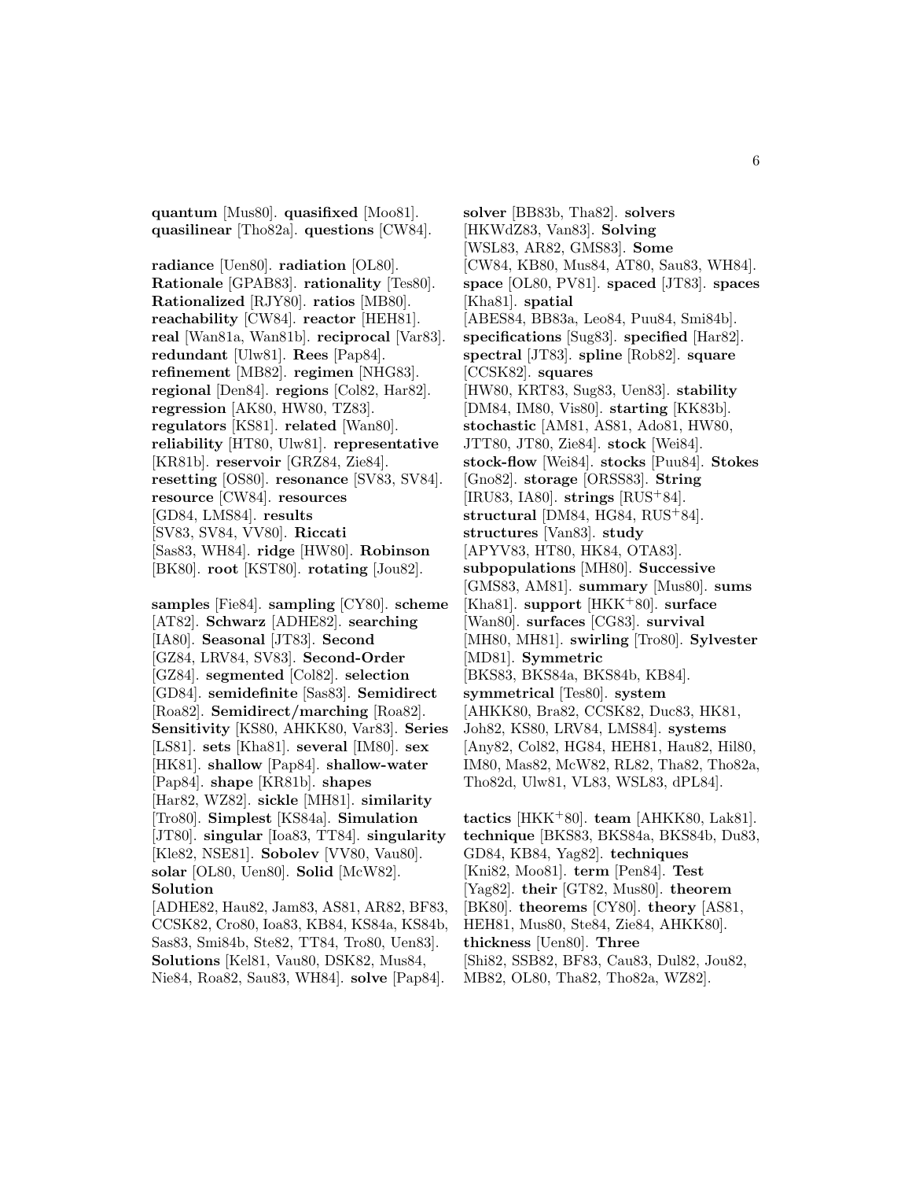**quantum** [Mus80]. **quasifixed** [Moo81]. **quasilinear** [Tho82a]. **questions** [CW84].

**radiance** [Uen80]. **radiation** [OL80]. **Rationale** [GPAB83]. **rationality** [Tes80]. **Rationalized** [RJY80]. **ratios** [MB80]. **reachability** [CW84]. **reactor** [HEH81]. **real** [Wan81a, Wan81b]. **reciprocal** [Var83]. **redundant** [Ulw81]. **Rees** [Pap84]. **refinement** [MB82]. **regimen** [NHG83]. **regional** [Den84]. **regions** [Col82, Har82]. **regression** [AK80, HW80, TZ83]. **regulators** [KS81]. **related** [Wan80]. **reliability** [HT80, Ulw81]. **representative** [KR81b]. **reservoir** [GRZ84, Zie84]. **resetting** [OS80]. **resonance** [SV83, SV84]. **resource** [CW84]. **resources** [GD84, LMS84]. **results** [SV83, SV84, VV80]. **Riccati** [Sas83, WH84]. **ridge** [HW80]. **Robinson** [BK80]. **root** [KST80]. **rotating** [Jou82].

**samples** [Fie84]. **sampling** [CY80]. **scheme** [AT82]. **Schwarz** [ADHE82]. **searching** [IA80]. **Seasonal** [JT83]. **Second** [GZ84, LRV84, SV83]. **Second-Order** [GZ84]. **segmented** [Col82]. **selection** [GD84]. **semidefinite** [Sas83]. **Semidirect** [Roa82]. **Semidirect/marching** [Roa82]. **Sensitivity** [KS80, AHKK80, Var83]. **Series** [LS81]. **sets** [Kha81]. **several** [IM80]. **sex** [HK81]. **shallow** [Pap84]. **shallow-water** [Pap84]. **shape** [KR81b]. **shapes** [Har82, WZ82]. **sickle** [MH81]. **similarity** [Tro80]. **Simplest** [KS84a]. **Simulation** [JT80]. **singular** [Ioa83, TT84]. **singularity** [Kle82, NSE81]. **Sobolev** [VV80, Vau80]. **solar** [OL80, Uen80]. **Solid** [McW82]. **Solution** [ADHE82, Hau82, Jam83, AS81, AR82, BF83, CCSK82, Cro80, Ioa83, KB84, KS84a, KS84b, Sas83, Smi84b, Ste82, TT84, Tro80, Uen83]. **Solutions** [Kel81, Vau80, DSK82, Mus84, Nie84, Roa82, Sau83, WH84]. **solve** [Pap84].
**solver** [BB83b, Tha82]. **solvers** [HKWdZ83, Van83]. **Solving** [WSL83, AR82, GMS83]. **Some** [CW84, KB80, Mus84, AT80, Sau83, WH84]. **space** [OL80, PV81]. **spaced** [JT83]. **spaces** [Kha81]. **spatial** [ABES84, BB83a, Leo84, Puu84, Smi84b]. **specifications** [Sug83]. **specified** [Har82]. **spectral** [JT83]. **spline** [Rob82]. **square** [CCSK82]. **squares** [HW80, KRT83, Sug83, Uen83]. **stability** [DM84, IM80, Vis80]. **starting** [KK83b]. **stochastic** [AM81, AS81, Ado81, HW80, JTT80, JT80, Zie84]. **stock** [Wei84]. **stock-flow** [Wei84]. **stocks** [Puu84]. **Stokes** [Gno82]. **storage** [ORSS83]. **String** [IRU83, IA80]. **strings** [RUS+84]. **structural** [DM84, HG84, RUS+84]. **structures** [Van83]. **study** [APYV83, HT80, HK84, OTA83]. **subpopulations** [MH80]. **Successive** [GMS83, AM81]. **summary** [Mus80]. **sums** [Kha81]. **support** [HKK+80]. **surface** [Wan80]. **surfaces** [CG83]. **survival** [MH80, MH81]. **swirling** [Tro80]. **Sylvester** [MD81]. **Symmetric** [BKS83, BKS84a, BKS84b, KB84]. **symmetrical** [Tes80]. **system** [AHKK80, Bra82, CCSK82, Duc83, HK81, Joh82, KS80, LRV84, LMS84]. **systems** [Any82, Col82, HG84, HEH81, Hau82, Hil80, IM80, Mas82, McW82, RL82, Tha82, Tho82a, Tho82d, Ulw81, VL83, WSL83, dPL84].

**tactics** [HKK+80]. **team** [AHKK80, Lak81]. **technique** [BKS83, BKS84a, BKS84b, Du83, GD84, KB84, Yag82]. **techniques** [Kni82, Moo81]. **term** [Pen84]. **Test** [Yag82]. **their** [GT82, Mus80]. **theorem** [BK80]. **theorems** [CY80]. **theory** [AS81, HEH81, Mus80, Ste84, Zie84, AHKK80]. **thickness** [Uen80]. **Three** [Shi82, SSB82, BF83, Cau83, Dul82, Jou82, MB82, OL80, Tha82, Tho82a, WZ82].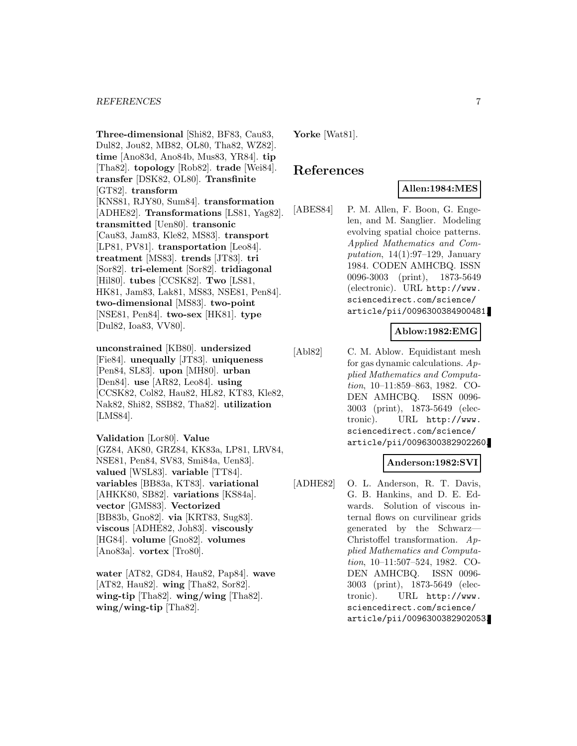**Three-dimensional** [Shi82, BF83, Cau83, Dul82, Jou82, MB82, OL80, Tha82, WZ82]. **time** [Ano83d, Ano84b, Mus83, YR84]. **tip** [Tha82]. **topology** [Rob82]. **trade** [Wei84]. **transfer** [DSK82, OL80]. **Transfinite** [GT82]. **transform** [KNS81, RJY80, Sum84]. **transformation** [ADHE82]. **Transformations** [LS81, Yag82]. **transmitted** [Uen80]. **transonic** [Cau83, Jam83, Kle82, MS83]. **transport** [LP81, PV81]. **transportation** [Leo84]. **treatment** [MS83]. **trends** [JT83]. **tri** [Sor82]. **tri-element** [Sor82]. **tridiagonal** [Hil80]. **tubes** [CCSK82]. **Two** [LS81, HK81, Jam83, Lak81, MS83, NSE81, Pen84]. **two-dimensional** [MS83]. **two-point** [NSE81, Pen84]. **two-sex** [HK81]. **type** [Dul82, Ioa83, VV80].

**unconstrained** [KB80]. **undersized** [Fie84]. **unequally** [JT83]. **uniqueness** [Pen84, SL83]. **upon** [MH80]. **urban** [Den84]. **use** [AR82, Leo84]. **using** [CCSK82, Col82, Hau82, HL82, KT83, Kle82, Nak82, Shi82, SSB82, Tha82]. **utilization** [LMS84].

**Validation** [Lor80]. **Value** [GZ84, AK80, GRZ84, KK83a, LP81, LRV84, NSE81, Pen84, SV83, Smi84a, Uen83]. **valued** [WSL83]. **variable** [TT84]. **variables** [BB83a, KT83]. **variational** [AHKK80, SB82]. **variations** [KS84a]. **vector** [GMS83]. **Vectorized** [BB83b, Gno82]. **via** [KRT83, Sug83]. **viscous** [ADHE82, Joh83]. **viscously** [HG84]. **volume** [Gno82]. **volumes** [Ano83a]. **vortex** [Tro80].

**water** [AT82, GD84, Hau82, Pap84]. **wave** [AT82, Hau82]. **wing** [Tha82, Sor82]. **wing-tip** [Tha82]. **wing/wing** [Tha82]. **wing/wing-tip** [Tha82].

**Yorke** [Wat81].

# References

**Allen:1984:MES**

[ABES84] P. M. Allen, F. Boon, G. Engelen, and M. Sanglier. Modeling evolving spatial choice patterns. *Applied Mathematics and Computation*, 14(1):97–129, January 1984. CODEN AMHCBQ. ISSN 0096-3003 (print), 1873-5649 (electronic). URL http://www.sciencedirect.com/science/article/pii/0096300384900481.

**Ablow:1982:EMG**

[Abl82] C. M. Ablow. Equidistant mesh for gas dynamic calculations. *Applied Mathematics and Computation*, 10–11:859–863, 1982. CODEN AMHCBQ. ISSN 0096-3003 (print), 1873-5649 (electronic). URL http://www.sciencedirect.com/science/article/pii/0096300382902260.

**Anderson:1982:SVI**

[ADHE82] O. L. Anderson, R. T. Davis, G. B. Hankins, and D. E. Edwards. Solution of viscous internal flows on curvilinear grids generated by the Schwarz—Christoffel transformation. *Applied Mathematics and Computation*, 10–11:507–524, 1982. CODEN AMHCBQ. ISSN 0096-3003 (print), 1873-5649 (electronic). URL http://www.sciencedirect.com/science/article/pii/0096300382902053.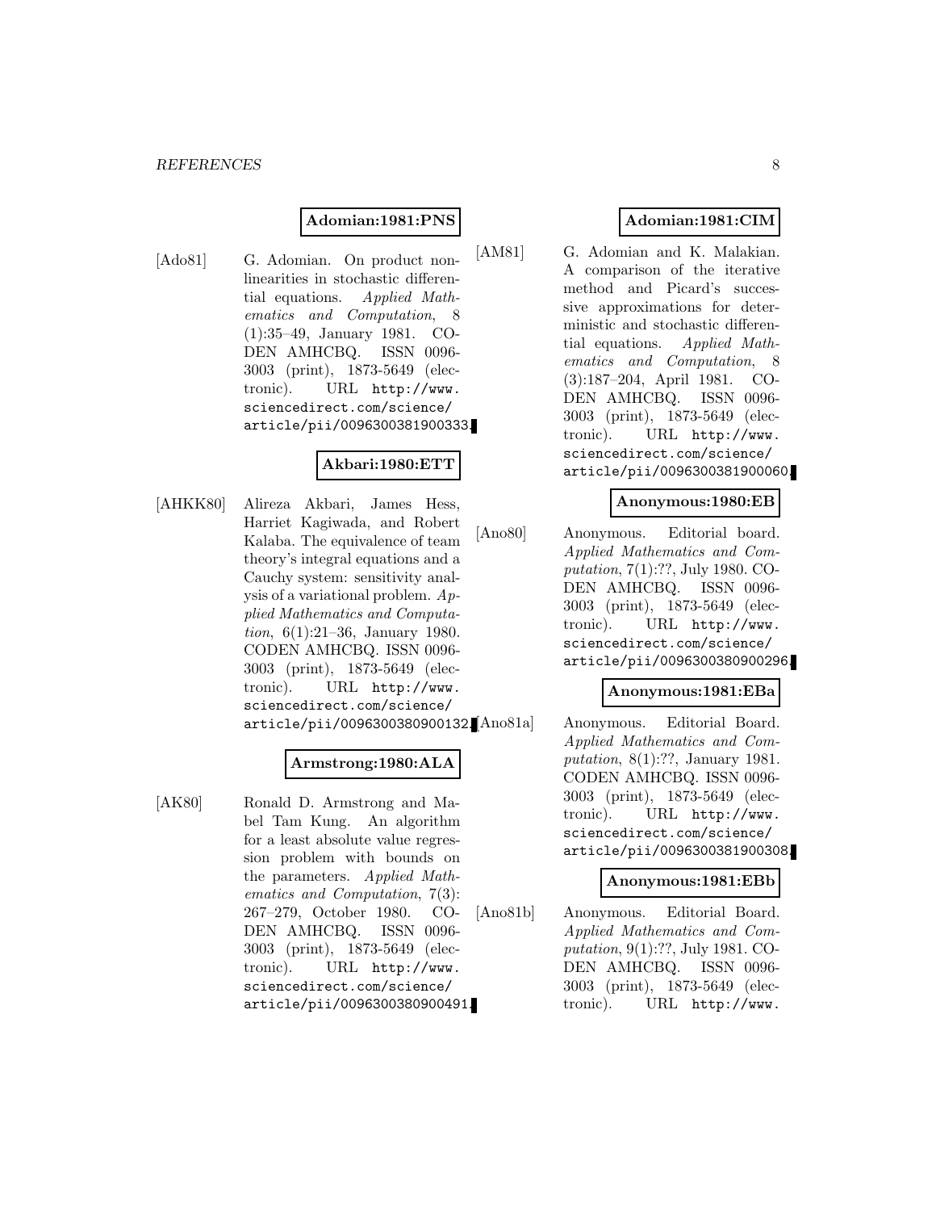**Adomian:1981:PNS**

[Ado81] G. Adomian. On product nonlinearities in stochastic differential equations. *Applied Mathematics and Computation*, 8 (1):35–49, January 1981. CODEN AMHCBQ. ISSN 0096-3003 (print), 1873-5649 (electronic). URL http://www.sciencedirect.com/science/article/pii/0096300381900333.

**Akbari:1980:ETT**

[AHKK80] Alireza Akbari, James Hess, Harriet Kagiwada, and Robert Kalaba. The equivalence of team theory's integral equations and a Cauchy system: sensitivity analysis of a variational problem. *Applied Mathematics and Computation*, 6(1):21–36, January 1980. CODEN AMHCBQ. ISSN 0096-3003 (print), 1873-5649 (electronic). URL http://www.sciencedirect.com/science/article/pii/0096300380900132.

**Armstrong:1980:ALA**

[AK80] Ronald D. Armstrong and Mabel Tam Kung. An algorithm for a least absolute value regression problem with bounds on the parameters. *Applied Mathematics and Computation*, 7(3): 267–279, October 1980. CODEN AMHCBQ. ISSN 0096-3003 (print), 1873-5649 (electronic). URL http://www.sciencedirect.com/science/article/pii/0096300380900491.

**Adomian:1981:CIM**

[AM81] G. Adomian and K. Malakian. A comparison of the iterative method and Picard's successive approximations for deterministic and stochastic differential equations. *Applied Mathematics and Computation*, 8 (3):187–204, April 1981. CODEN AMHCBQ. ISSN 0096-3003 (print), 1873-5649 (electronic). URL http://www.sciencedirect.com/science/article/pii/0096300381900060.

**Anonymous:1980:EB**

[Ano80] Anonymous. Editorial board. *Applied Mathematics and Computation*, 7(1):??, July 1980. CODEN AMHCBQ. ISSN 0096-3003 (print), 1873-5649 (electronic). URL http://www.sciencedirect.com/science/article/pii/0096300380900296.

**Anonymous:1981:EBa**

[Ano81a] Anonymous. Editorial Board. *Applied Mathematics and Computation*, 8(1):??, January 1981. CODEN AMHCBQ. ISSN 0096-3003 (print), 1873-5649 (electronic). URL http://www.sciencedirect.com/science/article/pii/0096300381900308.

**Anonymous:1981:EBb**

[Ano81b] Anonymous. Editorial Board. *Applied Mathematics and Computation*, 9(1):??, July 1981. CODEN AMHCBQ. ISSN 0096-3003 (print), 1873-5649 (electronic). URL http://www.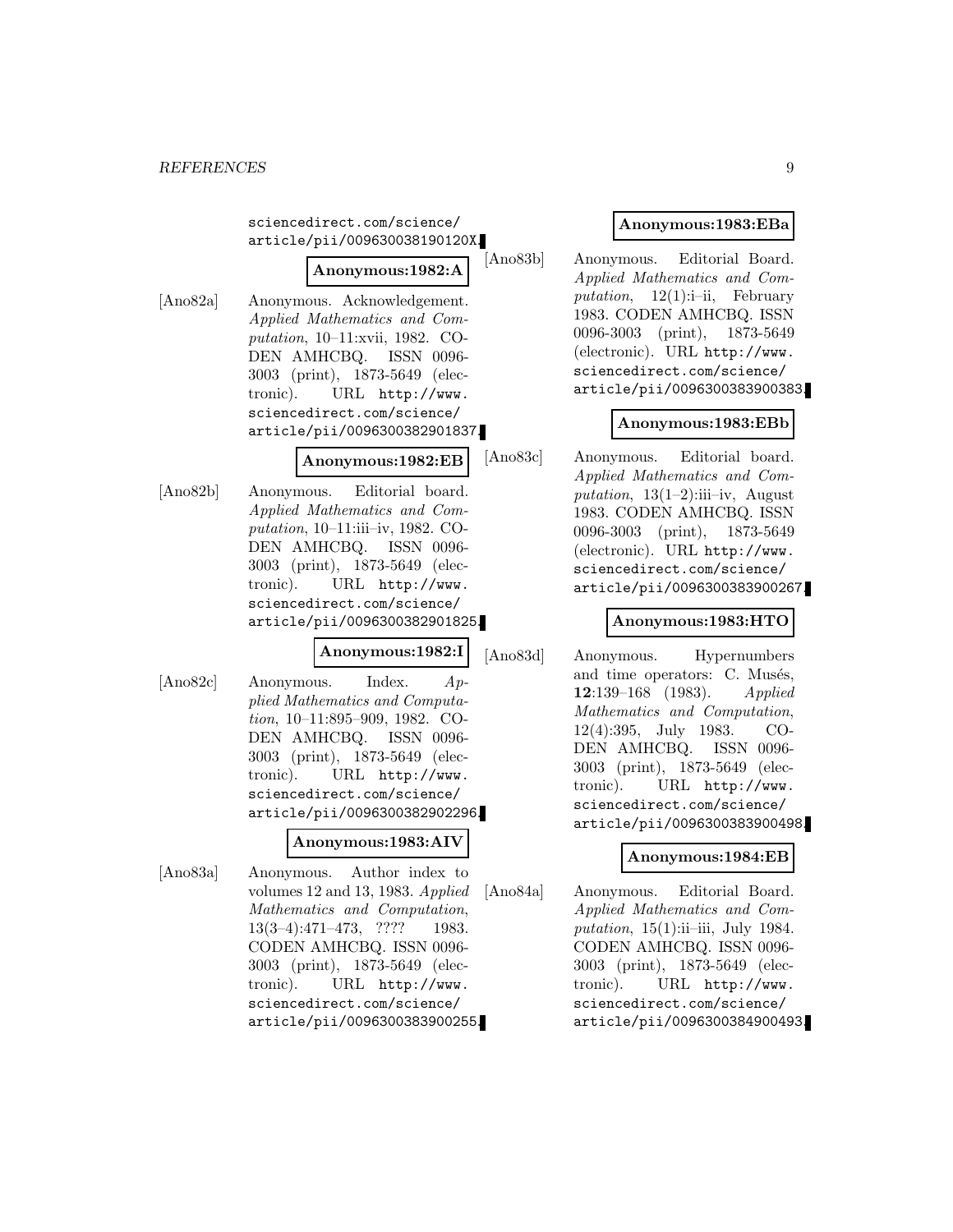sciencedirect.com/science/article/pii/009630038190120X.

**Anonymous:1982:A**

[Ano82a] Anonymous. Acknowledgement. *Applied Mathematics and Computation*, 10–11:xvii, 1982. CODEN AMHCBQ. ISSN 0096-3003 (print), 1873-5649 (electronic). URL http://www.sciencedirect.com/science/article/pii/0096300382901837.

**Anonymous:1982:EB**

[Ano82b] Anonymous. Editorial board. *Applied Mathematics and Computation*, 10–11:iii–iv, 1982. CODEN AMHCBQ. ISSN 0096-3003 (print), 1873-5649 (electronic). URL http://www.sciencedirect.com/science/article/pii/0096300382901825.

**Anonymous:1982:I**

[Ano82c] Anonymous. Index. *Applied Mathematics and Computation*, 10–11:895–909, 1982. CODEN AMHCBQ. ISSN 0096-3003 (print), 1873-5649 (electronic). URL http://www.sciencedirect.com/science/article/pii/0096300382902296.

**Anonymous:1983:AIV**

[Ano83a] Anonymous. Author index to volumes 12 and 13, 1983. *Applied Mathematics and Computation*, 13(3–4):471–473, ???? 1983. CODEN AMHCBQ. ISSN 0096-3003 (print), 1873-5649 (electronic). URL http://www.sciencedirect.com/science/article/pii/0096300383900255.

**Anonymous:1983:EBa**

[Ano83b] Anonymous. Editorial Board. *Applied Mathematics and Computation*, 12(1):i–ii, February 1983. CODEN AMHCBQ. ISSN 0096-3003 (print), 1873-5649 (electronic). URL http://www.sciencedirect.com/science/article/pii/0096300383900383.

**Anonymous:1983:EBb**

[Ano83c] Anonymous. Editorial board. *Applied Mathematics and Computation*, 13(1–2):iii–iv, August 1983. CODEN AMHCBQ. ISSN 0096-3003 (print), 1873-5649 (electronic). URL http://www.sciencedirect.com/science/article/pii/0096300383900267.

**Anonymous:1983:HTO**

[Ano83d] Anonymous. Hypernumbers and time operators: C. Musés, **12**:139–168 (1983). *Applied Mathematics and Computation*, 12(4):395, July 1983. CODEN AMHCBQ. ISSN 0096-3003 (print), 1873-5649 (electronic). URL http://www.sciencedirect.com/science/article/pii/0096300383900498.

**Anonymous:1984:EB**

[Ano84a] Anonymous. Editorial Board. *Applied Mathematics and Computation*, 15(1):ii–iii, July 1984. CODEN AMHCBQ. ISSN 0096-3003 (print), 1873-5649 (electronic). URL http://www.sciencedirect.com/science/article/pii/0096300384900493.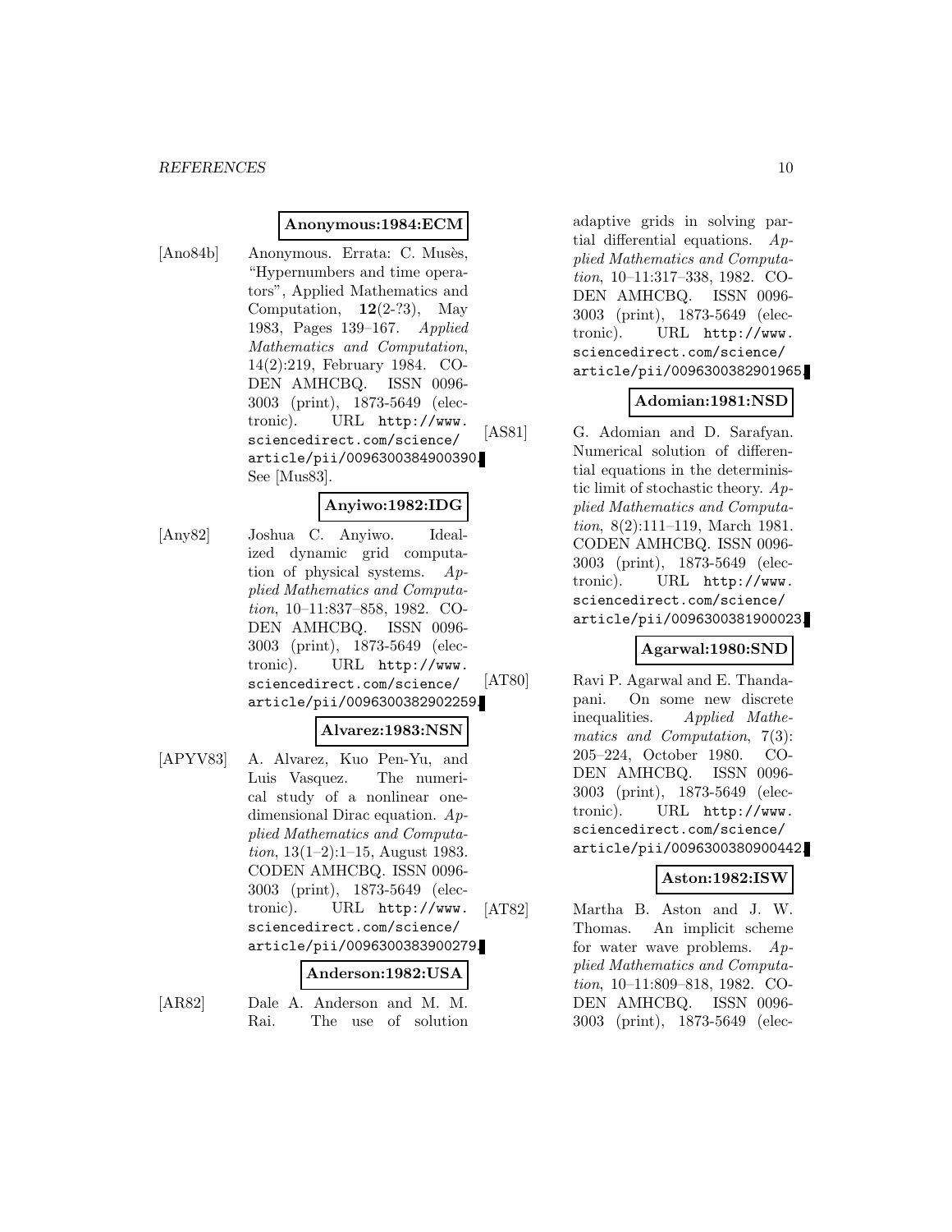**Anonymous:1984:ECM**

[Ano84b] Anonymous. Errata: C. Musès, "Hypernumbers and time operators", Applied Mathematics and Computation, **12**(2-?3), May 1983, Pages 139–167. *Applied Mathematics and Computation*, 14(2):219, February 1984. CODEN AMHCBQ. ISSN 0096-3003 (print), 1873-5649 (electronic). URL http://www.sciencedirect.com/science/article/pii/0096300384900390. See [Mus83].

**Anyiwo:1982:IDG**

[Any82] Joshua C. Anyiwo. Idealized dynamic grid computation of physical systems. *Applied Mathematics and Computation*, 10–11:837–858, 1982. CODEN AMHCBQ. ISSN 0096-3003 (print), 1873-5649 (electronic). URL http://www.sciencedirect.com/science/article/pii/0096300382902259.

**Alvarez:1983:NSN**

[APYV83] A. Alvarez, Kuo Pen-Yu, and Luis Vasquez. The numerical study of a nonlinear one-dimensional Dirac equation. *Applied Mathematics and Computation*, 13(1–2):1–15, August 1983. CODEN AMHCBQ. ISSN 0096-3003 (print), 1873-5649 (electronic). URL http://www.sciencedirect.com/science/article/pii/0096300383900279.

**Anderson:1982:USA**

[AR82] Dale A. Anderson and M. M. Rai. The use of solution adaptive grids in solving partial differential equations. *Applied Mathematics and Computation*, 10–11:317–338, 1982. CODEN AMHCBQ. ISSN 0096-3003 (print), 1873-5649 (electronic). URL http://www.sciencedirect.com/science/article/pii/0096300382901965.

**Adomian:1981:NSD**

[AS81] G. Adomian and D. Sarafyan. Numerical solution of differential equations in the deterministic limit of stochastic theory. *Applied Mathematics and Computation*, 8(2):111–119, March 1981. CODEN AMHCBQ. ISSN 0096-3003 (print), 1873-5649 (electronic). URL http://www.sciencedirect.com/science/article/pii/0096300381900023.

**Agarwal:1980:SND**

[AT80] Ravi P. Agarwal and E. Thandapani. On some new discrete inequalities. *Applied Mathematics and Computation*, 7(3):205–224, October 1980. CODEN AMHCBQ. ISSN 0096-3003 (print), 1873-5649 (electronic). URL http://www.sciencedirect.com/science/article/pii/0096300380900442.

**Aston:1982:ISW**

[AT82] Martha B. Aston and J. W. Thomas. An implicit scheme for water wave problems. *Applied Mathematics and Computation*, 10–11:809–818, 1982. CODEN AMHCBQ. ISSN 0096-3003 (print), 1873-5649 (elec-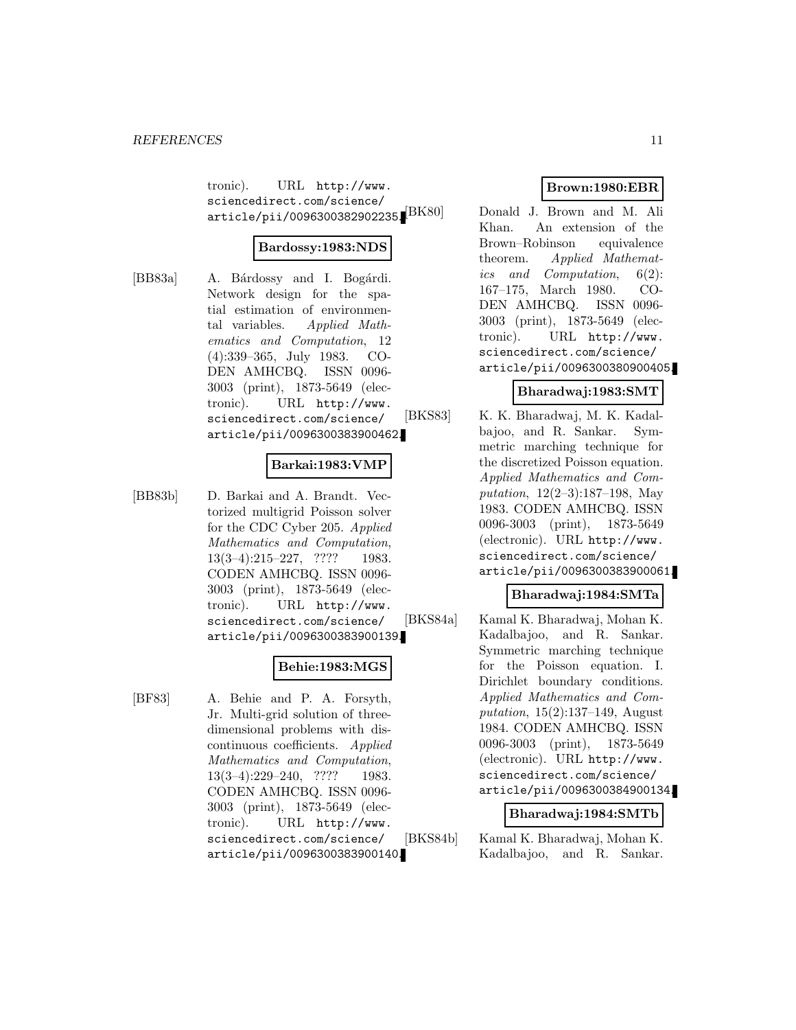tronic). URL http://www.sciencedirect.com/science/article/pii/0096300382902235.

**Bardossy:1983:NDS**

[BB83a] A. Bárdossy and I. Bogárdi. Network design for the spatial estimation of environmental variables. *Applied Mathematics and Computation*, 12 (4):339–365, July 1983. CODEN AMHCBQ. ISSN 0096-3003 (print), 1873-5649 (electronic). URL http://www.sciencedirect.com/science/article/pii/0096300383900462.

**Barkai:1983:VMP**

[BB83b] D. Barkai and A. Brandt. Vectorized multigrid Poisson solver for the CDC Cyber 205. *Applied Mathematics and Computation*, 13(3–4):215–227, ???? 1983. CODEN AMHCBQ. ISSN 0096-3003 (print), 1873-5649 (electronic). URL http://www.sciencedirect.com/science/article/pii/0096300383900139.

**Behie:1983:MGS**

[BF83] A. Behie and P. A. Forsyth, Jr. Multi-grid solution of three-dimensional problems with discontinuous coefficients. *Applied Mathematics and Computation*, 13(3–4):229–240, ???? 1983. CODEN AMHCBQ. ISSN 0096-3003 (print), 1873-5649 (electronic). URL http://www.sciencedirect.com/science/article/pii/0096300383900140.

**Brown:1980:EBR**

[BK80] Donald J. Brown and M. Ali Khan. An extension of the Brown–Robinson equivalence theorem. *Applied Mathematics and Computation*, 6(2): 167–175, March 1980. CODEN AMHCBQ. ISSN 0096-3003 (print), 1873-5649 (electronic). URL http://www.sciencedirect.com/science/article/pii/0096300380900405.

**Bharadwaj:1983:SMT**

[BKS83] K. K. Bharadwaj, M. K. Kadalbajoo, and R. Sankar. Symmetric marching technique for the discretized Poisson equation. *Applied Mathematics and Computation*, 12(2–3):187–198, May 1983. CODEN AMHCBQ. ISSN 0096-3003 (print), 1873-5649 (electronic). URL http://www.sciencedirect.com/science/article/pii/0096300383900061.

**Bharadwaj:1984:SMTa**

[BKS84a] Kamal K. Bharadwaj, Mohan K. Kadalbajoo, and R. Sankar. Symmetric marching technique for the Poisson equation. I. Dirichlet boundary conditions. *Applied Mathematics and Computation*, 15(2):137–149, August 1984. CODEN AMHCBQ. ISSN 0096-3003 (print), 1873-5649 (electronic). URL http://www.sciencedirect.com/science/article/pii/0096300384900134.

**Bharadwaj:1984:SMTb**

[BKS84b] Kamal K. Bharadwaj, Mohan K. Kadalbajoo, and R. Sankar.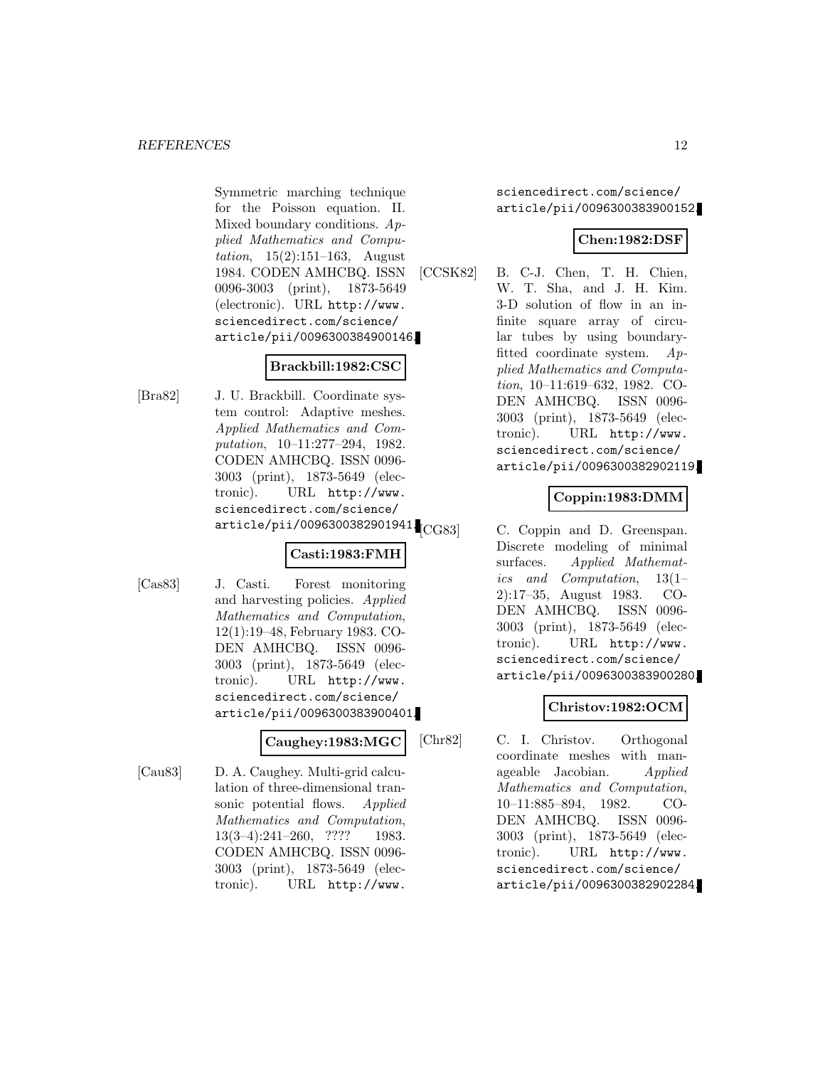Symmetric marching technique for the Poisson equation. II. Mixed boundary conditions. *Applied Mathematics and Computation*, 15(2):151–163, August 1984. CODEN AMHCBQ. ISSN 0096-3003 (print), 1873-5649 (electronic). URL http://www.sciencedirect.com/science/article/pii/0096300384900146.

**Brackbill:1982:CSC**

[Bra82] J. U. Brackbill. Coordinate system control: Adaptive meshes. *Applied Mathematics and Computation*, 10–11:277–294, 1982. CODEN AMHCBQ. ISSN 0096-3003 (print), 1873-5649 (electronic). URL http://www.sciencedirect.com/science/article/pii/0096300382901941.

**Casti:1983:FMH**

[Cas83] J. Casti. Forest monitoring and harvesting policies. *Applied Mathematics and Computation*, 12(1):19–48, February 1983. CODEN AMHCBQ. ISSN 0096-3003 (print), 1873-5649 (electronic). URL http://www.sciencedirect.com/science/article/pii/0096300383900401.

**Caughey:1983:MGC**

[Cau83] D. A. Caughey. Multi-grid calculation of three-dimensional transonic potential flows. *Applied Mathematics and Computation*, 13(3–4):241–260, ???? 1983. CODEN AMHCBQ. ISSN 0096-3003 (print), 1873-5649 (electronic). URL http://www.sciencedirect.com/science/article/pii/0096300383900152.

**Chen:1982:DSF**

[CCSK82] B. C-J. Chen, T. H. Chien, W. T. Sha, and J. H. Kim. 3-D solution of flow in an infinite square array of circular tubes by using boundary-fitted coordinate system. *Applied Mathematics and Computation*, 10–11:619–632, 1982. CODEN AMHCBQ. ISSN 0096-3003 (print), 1873-5649 (electronic). URL http://www.sciencedirect.com/science/article/pii/0096300382902119.

**Coppin:1983:DMM**

[CG83] C. Coppin and D. Greenspan. Discrete modeling of minimal surfaces. *Applied Mathematics and Computation*, 13(1–2):17–35, August 1983. CODEN AMHCBQ. ISSN 0096-3003 (print), 1873-5649 (electronic). URL http://www.sciencedirect.com/science/article/pii/0096300383900280.

**Christov:1982:OCM**

[Chr82] C. I. Christov. Orthogonal coordinate meshes with manageable Jacobian. *Applied Mathematics and Computation*, 10–11:885–894, 1982. CODEN AMHCBQ. ISSN 0096-3003 (print), 1873-5649 (electronic). URL http://www.sciencedirect.com/science/article/pii/0096300382902284.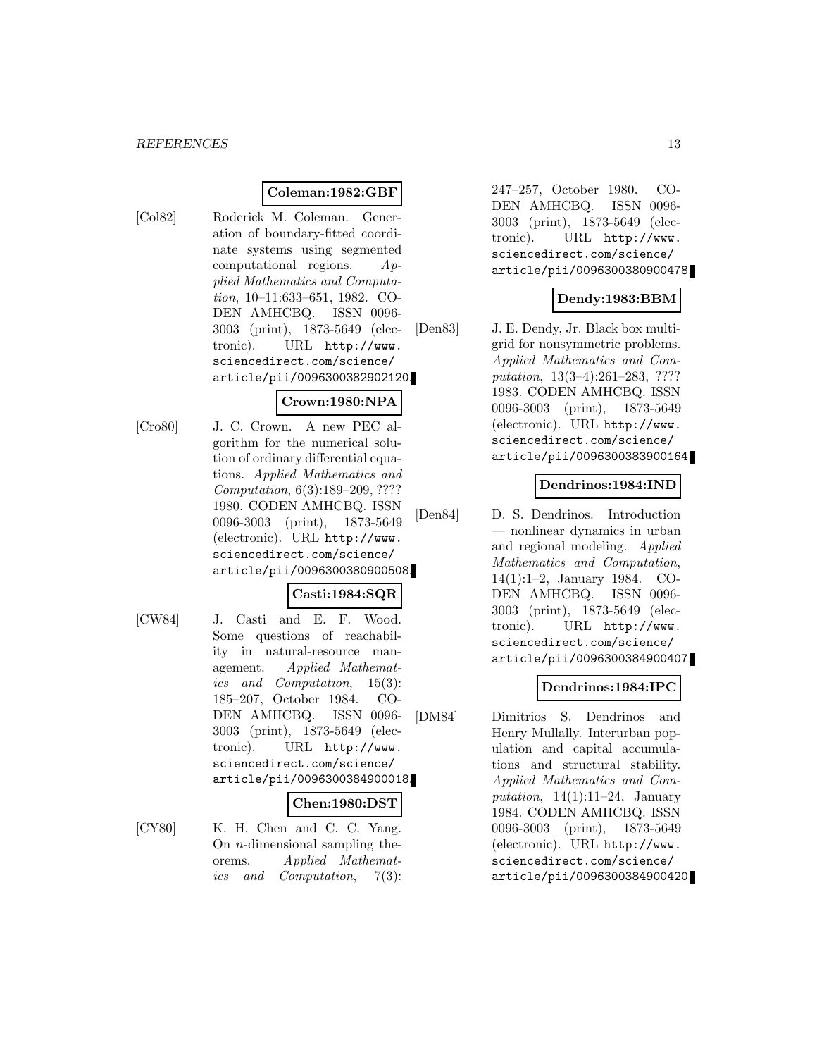**Coleman:1982:GBF**

[Col82] Roderick M. Coleman. Generation of boundary-fitted coordinate systems using segmented computational regions. *Applied Mathematics and Computation*, 10–11:633–651, 1982. CODEN AMHCBQ. ISSN 0096-3003 (print), 1873-5649 (electronic). URL http://www.sciencedirect.com/science/article/pii/0096300382902120.

**Crown:1980:NPA**

[Cro80] J. C. Crown. A new PEC algorithm for the numerical solution of ordinary differential equations. *Applied Mathematics and Computation*, 6(3):189–209, ???? 1980. CODEN AMHCBQ. ISSN 0096-3003 (print), 1873-5649 (electronic). URL http://www.sciencedirect.com/science/article/pii/0096300380900508.

**Casti:1984:SQR**

[CW84] J. Casti and E. F. Wood. Some questions of reachability in natural-resource management. *Applied Mathematics and Computation*, 15(3):185–207, October 1984. CODEN AMHCBQ. ISSN 0096-3003 (print), 1873-5649 (electronic). URL http://www.sciencedirect.com/science/article/pii/0096300384900018.

**Chen:1980:DST**

[CY80] K. H. Chen and C. C. Yang. On $n$-dimensional sampling theorems. *Applied Mathematics and Computation*, 7(3):247–257, October 1980. CODEN AMHCBQ. ISSN 0096-3003 (print), 1873-5649 (electronic). URL http://www.sciencedirect.com/science/article/pii/0096300380900478.

**Dendy:1983:BBM**

[Den83] J. E. Dendy, Jr. Black box multigrid for nonsymmetric problems. *Applied Mathematics and Computation*, 13(3–4):261–283, ???? 1983. CODEN AMHCBQ. ISSN 0096-3003 (print), 1873-5649 (electronic). URL http://www.sciencedirect.com/science/article/pii/0096300383900164.

**Dendrinos:1984:IND**

[Den84] D. S. Dendrinos. Introduction — nonlinear dynamics in urban and regional modeling. *Applied Mathematics and Computation*, 14(1):1–2, January 1984. CODEN AMHCBQ. ISSN 0096-3003 (print), 1873-5649 (electronic). URL http://www.sciencedirect.com/science/article/pii/0096300384900407.

**Dendrinos:1984:IPC**

[DM84] Dimitrios S. Dendrinos and Henry Mullally. Interurban population and capital accumulations and structural stability. *Applied Mathematics and Computation*, 14(1):11–24, January 1984. CODEN AMHCBQ. ISSN 0096-3003 (print), 1873-5649 (electronic). URL http://www.sciencedirect.com/science/article/pii/0096300384900420.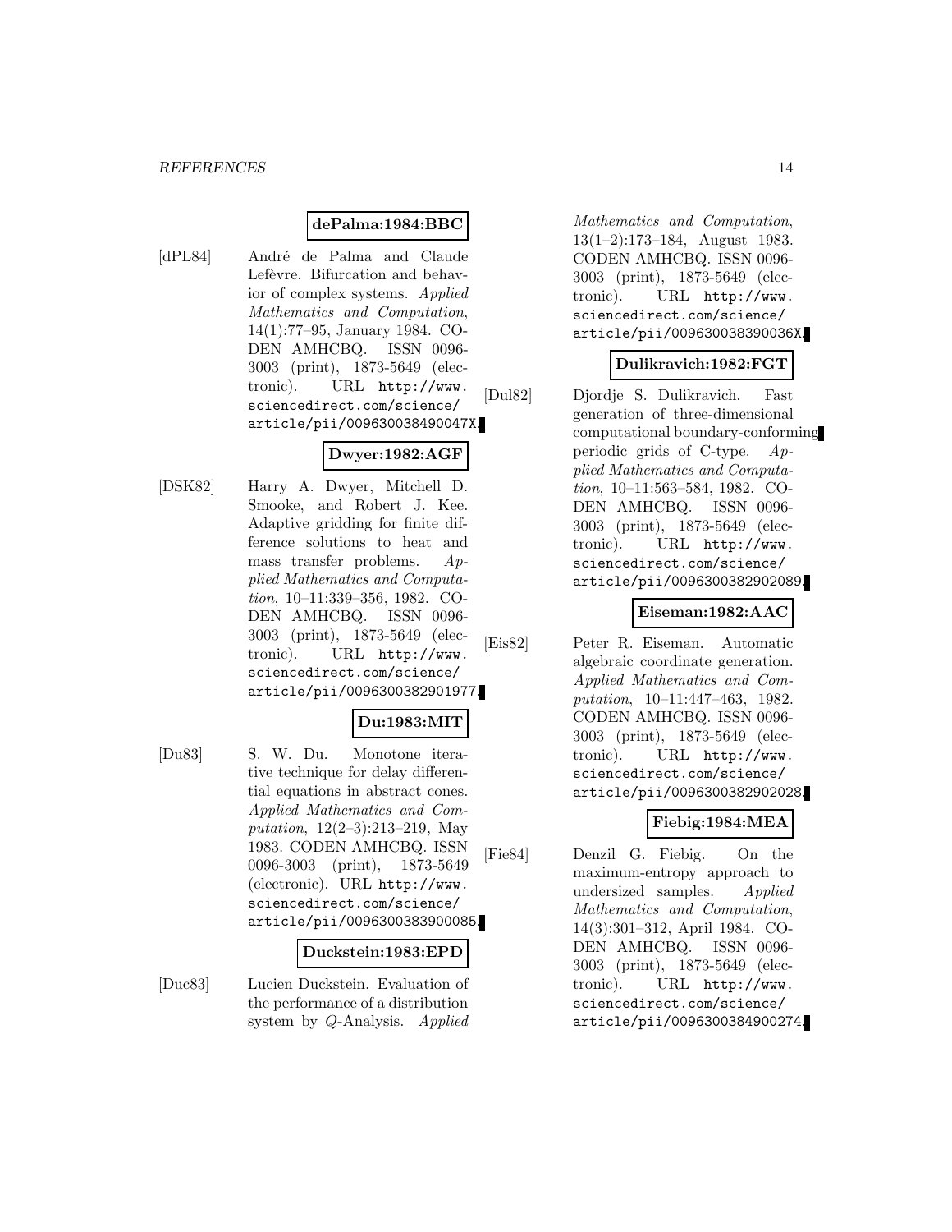**dePalma:1984:BBC**

[dPL84] André de Palma and Claude Lefèvre. Bifurcation and behavior of complex systems. *Applied Mathematics and Computation*, 14(1):77–95, January 1984. CODEN AMHCBQ. ISSN 0096-3003 (print), 1873-5649 (electronic). URL http://www.sciencedirect.com/science/article/pii/009630038490047X.

**Dwyer:1982:AGF**

[DSK82] Harry A. Dwyer, Mitchell D. Smooke, and Robert J. Kee. Adaptive gridding for finite difference solutions to heat and mass transfer problems. *Applied Mathematics and Computation*, 10–11:339–356, 1982. CODEN AMHCBQ. ISSN 0096-3003 (print), 1873-5649 (electronic). URL http://www.sciencedirect.com/science/article/pii/0096300382901977.

**Du:1983:MIT**

[Du83] S. W. Du. Monotone iterative technique for delay differential equations in abstract cones. *Applied Mathematics and Computation*, 12(2–3):213–219, May 1983. CODEN AMHCBQ. ISSN 0096-3003 (print), 1873-5649 (electronic). URL http://www.sciencedirect.com/science/article/pii/0096300383900085.

**Duckstein:1983:EPD**

[Duc83] Lucien Duckstein. Evaluation of the performance of a distribution system by $Q$-Analysis. *Applied Mathematics and Computation*, 13(1–2):173–184, August 1983. CODEN AMHCBQ. ISSN 0096-3003 (print), 1873-5649 (electronic). URL http://www.sciencedirect.com/science/article/pii/009630038390036X.

**Dulikravich:1982:FGT**

[Dul82] Djordje S. Dulikravich. Fast generation of three-dimensional computational boundary-conforming periodic grids of C-type. *Applied Mathematics and Computation*, 10–11:563–584, 1982. CODEN AMHCBQ. ISSN 0096-3003 (print), 1873-5649 (electronic). URL http://www.sciencedirect.com/science/article/pii/0096300382902089.

**Eiseman:1982:AAC**

[Eis82] Peter R. Eiseman. Automatic algebraic coordinate generation. *Applied Mathematics and Computation*, 10–11:447–463, 1982. CODEN AMHCBQ. ISSN 0096-3003 (print), 1873-5649 (electronic). URL http://www.sciencedirect.com/science/article/pii/0096300382902028.

**Fiebig:1984:MEA**

[Fie84] Denzil G. Fiebig. On the maximum-entropy approach to undersized samples. *Applied Mathematics and Computation*, 14(3):301–312, April 1984. CODEN AMHCBQ. ISSN 0096-3003 (print), 1873-5649 (electronic). URL http://www.sciencedirect.com/science/article/pii/0096300384900274.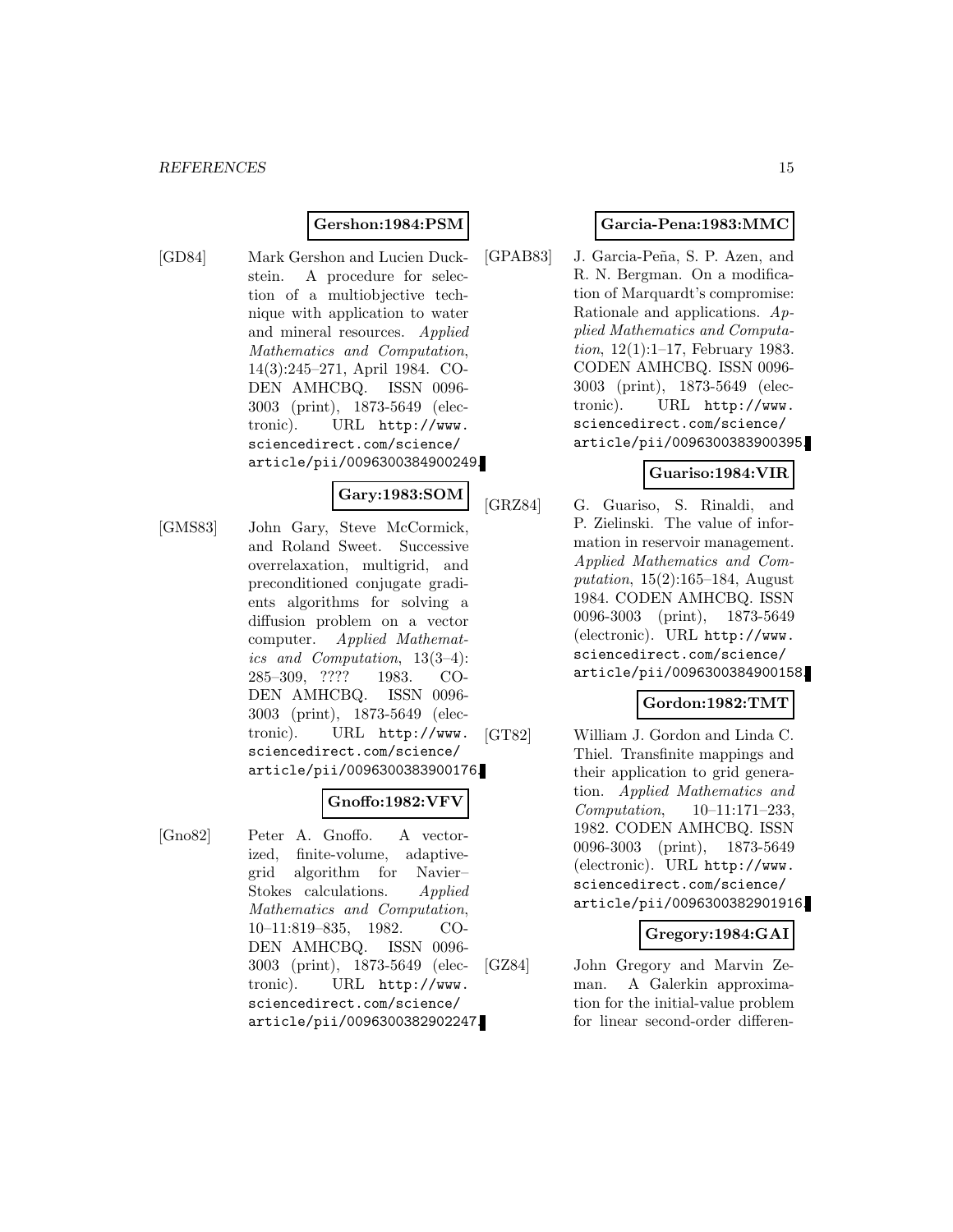**Gershon:1984:PSM**

[GD84] Mark Gershon and Lucien Duckstein. A procedure for selection of a multiobjective technique with application to water and mineral resources. *Applied Mathematics and Computation*, 14(3):245–271, April 1984. CODEN AMHCBQ. ISSN 0096-3003 (print), 1873-5649 (electronic). URL http://www.sciencedirect.com/science/article/pii/0096300384900249.

**Gary:1983:SOM**

[GMS83] John Gary, Steve McCormick, and Roland Sweet. Successive overrelaxation, multigrid, and preconditioned conjugate gradients algorithms for solving a diffusion problem on a vector computer. *Applied Mathematics and Computation*, 13(3–4): 285–309, ???? 1983. CODEN AMHCBQ. ISSN 0096-3003 (print), 1873-5649 (electronic). URL http://www.sciencedirect.com/science/article/pii/0096300383900176.

**Gnoffo:1982:VFV**

[Gno82] Peter A. Gnoffo. A vectorized, finite-volume, adaptive-grid algorithm for Navier–Stokes calculations. *Applied Mathematics and Computation*, 10–11:819–835, 1982. CODEN AMHCBQ. ISSN 0096-3003 (print), 1873-5649 (electronic). URL http://www.sciencedirect.com/science/article/pii/0096300382902247.

**Garcia-Pena:1983:MMC**

[GPAB83] J. Garcia-Peña, S. P. Azen, and R. N. Bergman. On a modification of Marquardt's compromise: Rationale and applications. *Applied Mathematics and Computation*, 12(1):1–17, February 1983. CODEN AMHCBQ. ISSN 0096-3003 (print), 1873-5649 (electronic). URL http://www.sciencedirect.com/science/article/pii/0096300383900395.

**Guariso:1984:VIR**

[GRZ84] G. Guariso, S. Rinaldi, and P. Zielinski. The value of information in reservoir management. *Applied Mathematics and Computation*, 15(2):165–184, August 1984. CODEN AMHCBQ. ISSN 0096-3003 (print), 1873-5649 (electronic). URL http://www.sciencedirect.com/science/article/pii/0096300384900158.

**Gordon:1982:TMT**

[GT82] William J. Gordon and Linda C. Thiel. Transfinite mappings and their application to grid generation. *Applied Mathematics and Computation*, 10–11:171–233, 1982. CODEN AMHCBQ. ISSN 0096-3003 (print), 1873-5649 (electronic). URL http://www.sciencedirect.com/science/article/pii/0096300382901916.

**Gregory:1984:GAI**

[GZ84] John Gregory and Marvin Zeman. A Galerkin approximation for the initial-value problem for linear second-order differen-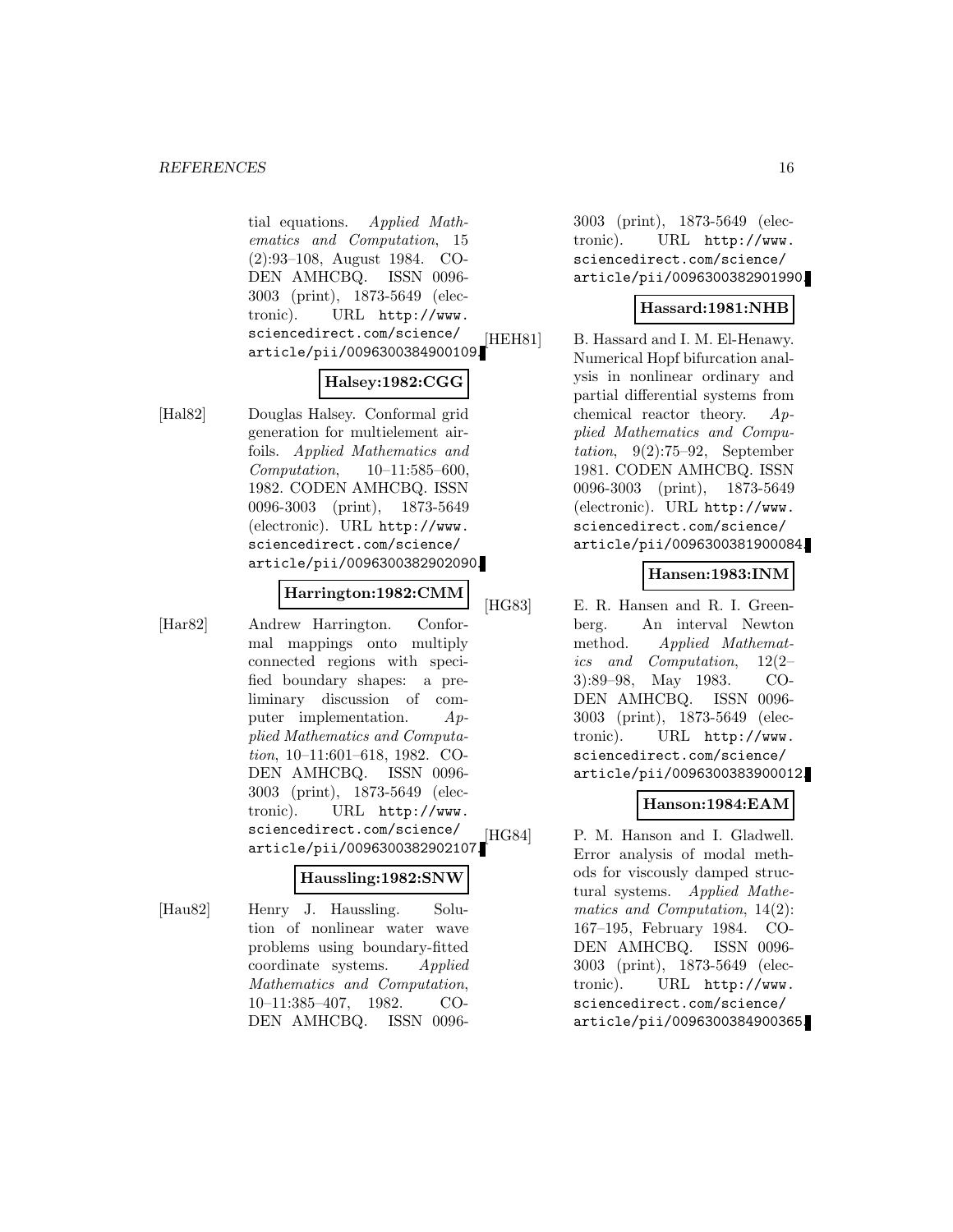tial equations. *Applied Mathematics and Computation*, 15 (2):93–108, August 1984. CODEN AMHCBQ. ISSN 0096-3003 (print), 1873-5649 (electronic). URL http://www.sciencedirect.com/science/article/pii/0096300384900109.

**Halsey:1982:CGG**

[Hal82] Douglas Halsey. Conformal grid generation for multielement airfoils. *Applied Mathematics and Computation*, 10–11:585–600, 1982. CODEN AMHCBQ. ISSN 0096-3003 (print), 1873-5649 (electronic). URL http://www.sciencedirect.com/science/article/pii/0096300382902090.

**Harrington:1982:CMM**

[Har82] Andrew Harrington. Conformal mappings onto multiply connected regions with specified boundary shapes: a preliminary discussion of computer implementation. *Applied Mathematics and Computation*, 10–11:601–618, 1982. CODEN AMHCBQ. ISSN 0096-3003 (print), 1873-5649 (electronic). URL http://www.sciencedirect.com/science/article/pii/0096300382902107.

**Haussling:1982:SNW**

[Hau82] Henry J. Haussling. Solution of nonlinear water wave problems using boundary-fitted coordinate systems. *Applied Mathematics and Computation*, 10–11:385–407, 1982. CODEN AMHCBQ. ISSN 0096-3003 (print), 1873-5649 (electronic). URL http://www.sciencedirect.com/science/article/pii/0096300382901990.

**Hassard:1981:NHB**

[HEH81] B. Hassard and I. M. El-Henawy. Numerical Hopf bifurcation analysis in nonlinear ordinary and partial differential systems from chemical reactor theory. *Applied Mathematics and Computation*, 9(2):75–92, September 1981. CODEN AMHCBQ. ISSN 0096-3003 (print), 1873-5649 (electronic). URL http://www.sciencedirect.com/science/article/pii/0096300381900084.

**Hansen:1983:INM**

[HG83] E. R. Hansen and R. I. Greenberg. An interval Newton method. *Applied Mathematics and Computation*, 12(2–3):89–98, May 1983. CODEN AMHCBQ. ISSN 0096-3003 (print), 1873-5649 (electronic). URL http://www.sciencedirect.com/science/article/pii/0096300383900012.

**Hanson:1984:EAM**

[HG84] P. M. Hanson and I. Gladwell. Error analysis of modal methods for viscously damped structural systems. *Applied Mathematics and Computation*, 14(2):167–195, February 1984. CODEN AMHCBQ. ISSN 0096-3003 (print), 1873-5649 (electronic). URL http://www.sciencedirect.com/science/article/pii/0096300384900365.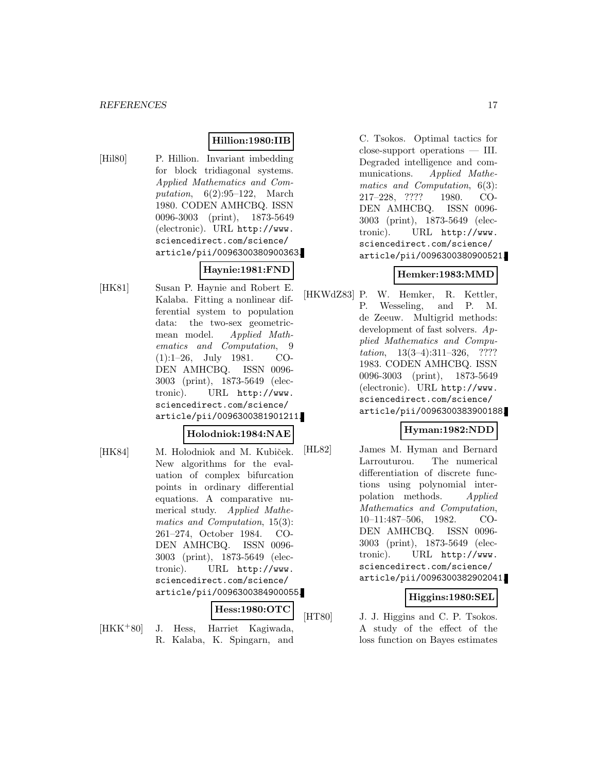**Hillion:1980:IIB**

[Hil80] P. Hillion. Invariant imbedding for block tridiagonal systems. *Applied Mathematics and Computation*, 6(2):95–122, March 1980. CODEN AMHCBQ. ISSN 0096-3003 (print), 1873-5649 (electronic). URL http://www.sciencedirect.com/science/article/pii/0096300380900363.

**Haynie:1981:FND**

[HK81] Susan P. Haynie and Robert E. Kalaba. Fitting a nonlinear differential system to population data: the two-sex geometric-mean model. *Applied Mathematics and Computation*, 9 (1):1–26, July 1981. CODEN AMHCBQ. ISSN 0096-3003 (print), 1873-5649 (electronic). URL http://www.sciencedirect.com/science/article/pii/0096300381901211.

**Holodniok:1984:NAE**

[HK84] M. Holodniok and M. Kubiček. New algorithms for the evaluation of complex bifurcation points in ordinary differential equations. A comparative numerical study. *Applied Mathematics and Computation*, 15(3): 261–274, October 1984. CODEN AMHCBQ. ISSN 0096-3003 (print), 1873-5649 (electronic). URL http://www.sciencedirect.com/science/article/pii/0096300384900055.

**Hess:1980:OTC**

[HKK+80] J. Hess, Harriet Kagiwada, R. Kalaba, K. Spingarn, and C. Tsokos. Optimal tactics for close-support operations — III. Degraded intelligence and communications. *Applied Mathematics and Computation*, 6(3): 217–228, ???? 1980. CODEN AMHCBQ. ISSN 0096-3003 (print), 1873-5649 (electronic). URL http://www.sciencedirect.com/science/article/pii/0096300380900521.

**Hemker:1983:MMD**

[HKWdZ83] P. W. Hemker, R. Kettler, P. Wesseling, and P. M. de Zeeuw. Multigrid methods: development of fast solvers. *Applied Mathematics and Computation*, 13(3–4):311–326, ???? 1983. CODEN AMHCBQ. ISSN 0096-3003 (print), 1873-5649 (electronic). URL http://www.sciencedirect.com/science/article/pii/0096300383900188.

**Hyman:1982:NDD**

[HL82] James M. Hyman and Bernard Larrouturou. The numerical differentiation of discrete functions using polynomial interpolation methods. *Applied Mathematics and Computation*, 10–11:487–506, 1982. CODEN AMHCBQ. ISSN 0096-3003 (print), 1873-5649 (electronic). URL http://www.sciencedirect.com/science/article/pii/0096300382902041.

**Higgins:1980:SEL**

[HT80] J. J. Higgins and C. P. Tsokos. A study of the effect of the loss function on Bayes estimates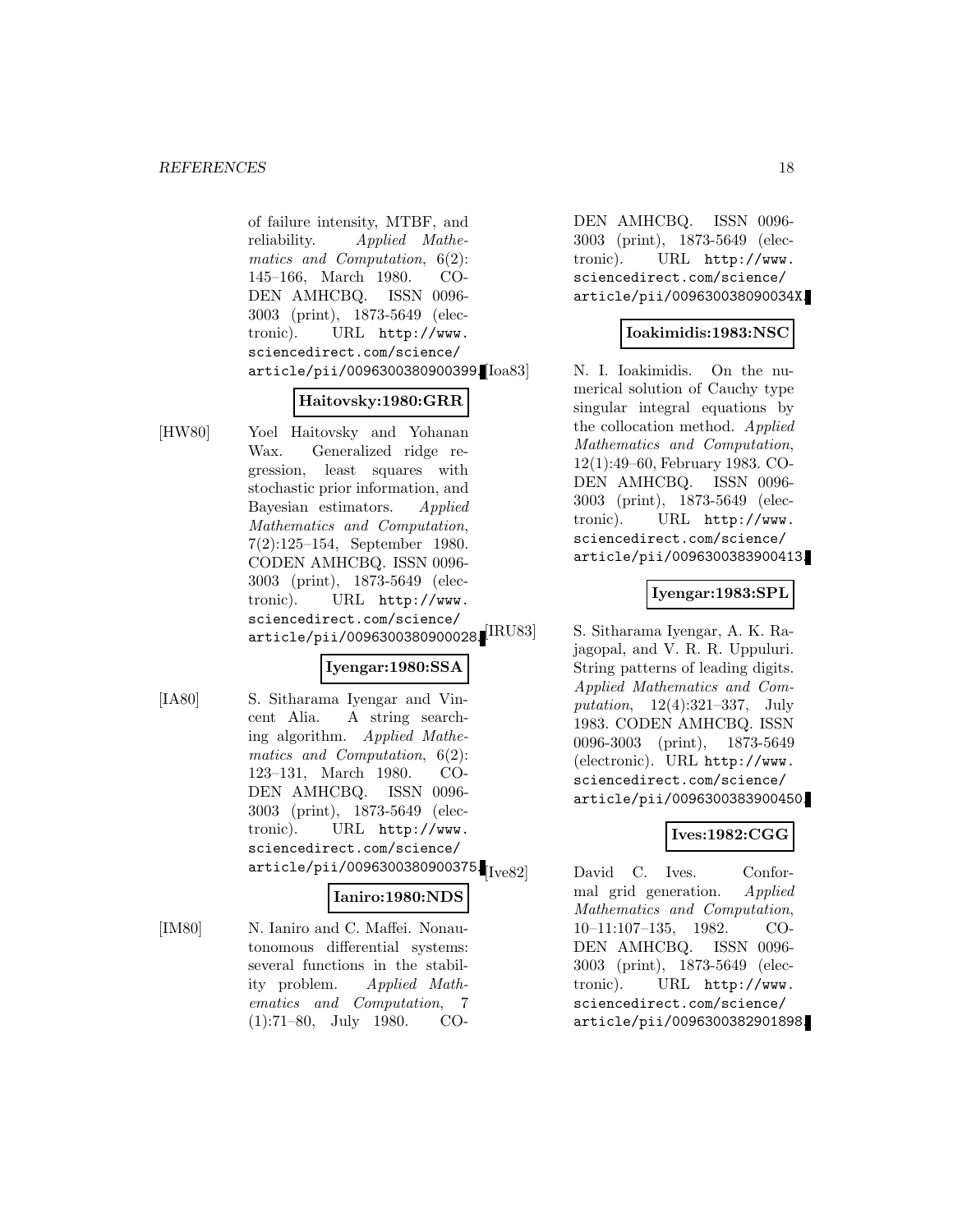of failure intensity, MTBF, and reliability. *Applied Mathematics and Computation*, 6(2): 145–166, March 1980. CODEN AMHCBQ. ISSN 0096-3003 (print), 1873-5649 (electronic). URL http://www.sciencedirect.com/science/article/pii/0096300380900399.

**Haitovsky:1980:GRR**

[HW80] Yoel Haitovsky and Yohanan Wax. Generalized ridge regression, least squares with stochastic prior information, and Bayesian estimators. *Applied Mathematics and Computation*, 7(2):125–154, September 1980. CODEN AMHCBQ. ISSN 0096-3003 (print), 1873-5649 (electronic). URL http://www.sciencedirect.com/science/article/pii/0096300380900028.

**Iyengar:1980:SSA**

[IA80] S. Sitharama Iyengar and Vincent Alia. A string searching algorithm. *Applied Mathematics and Computation*, 6(2): 123–131, March 1980. CODEN AMHCBQ. ISSN 0096-3003 (print), 1873-5649 (electronic). URL http://www.sciencedirect.com/science/article/pii/0096300380900375.

**Ianiro:1980:NDS**

[IM80] N. Ianiro and C. Maffei. Nonautonomous differential systems: several functions in the stability problem. *Applied Mathematics and Computation*, 7 (1):71–80, July 1980. CODEN AMHCBQ. ISSN 0096-3003 (print), 1873-5649 (electronic). URL http://www.sciencedirect.com/science/article/pii/009630038090034X.

**Ioakimidis:1983:NSC**

[Ioa83] N. I. Ioakimidis. On the numerical solution of Cauchy type singular integral equations by the collocation method. *Applied Mathematics and Computation*, 12(1):49–60, February 1983. CODEN AMHCBQ. ISSN 0096-3003 (print), 1873-5649 (electronic). URL http://www.sciencedirect.com/science/article/pii/0096300383900413.

**Iyengar:1983:SPL**

[IRU83] S. Sitharama Iyengar, A. K. Rajagopal, and V. R. R. Uppuluri. String patterns of leading digits. *Applied Mathematics and Computation*, 12(4):321–337, July 1983. CODEN AMHCBQ. ISSN 0096-3003 (print), 1873-5649 (electronic). URL http://www.sciencedirect.com/science/article/pii/0096300383900450.

**Ives:1982:CGG**

[Ive82] David C. Ives. Conformal grid generation. *Applied Mathematics and Computation*, 10–11:107–135, 1982. CODEN AMHCBQ. ISSN 0096-3003 (print), 1873-5649 (electronic). URL http://www.sciencedirect.com/science/article/pii/0096300382901898.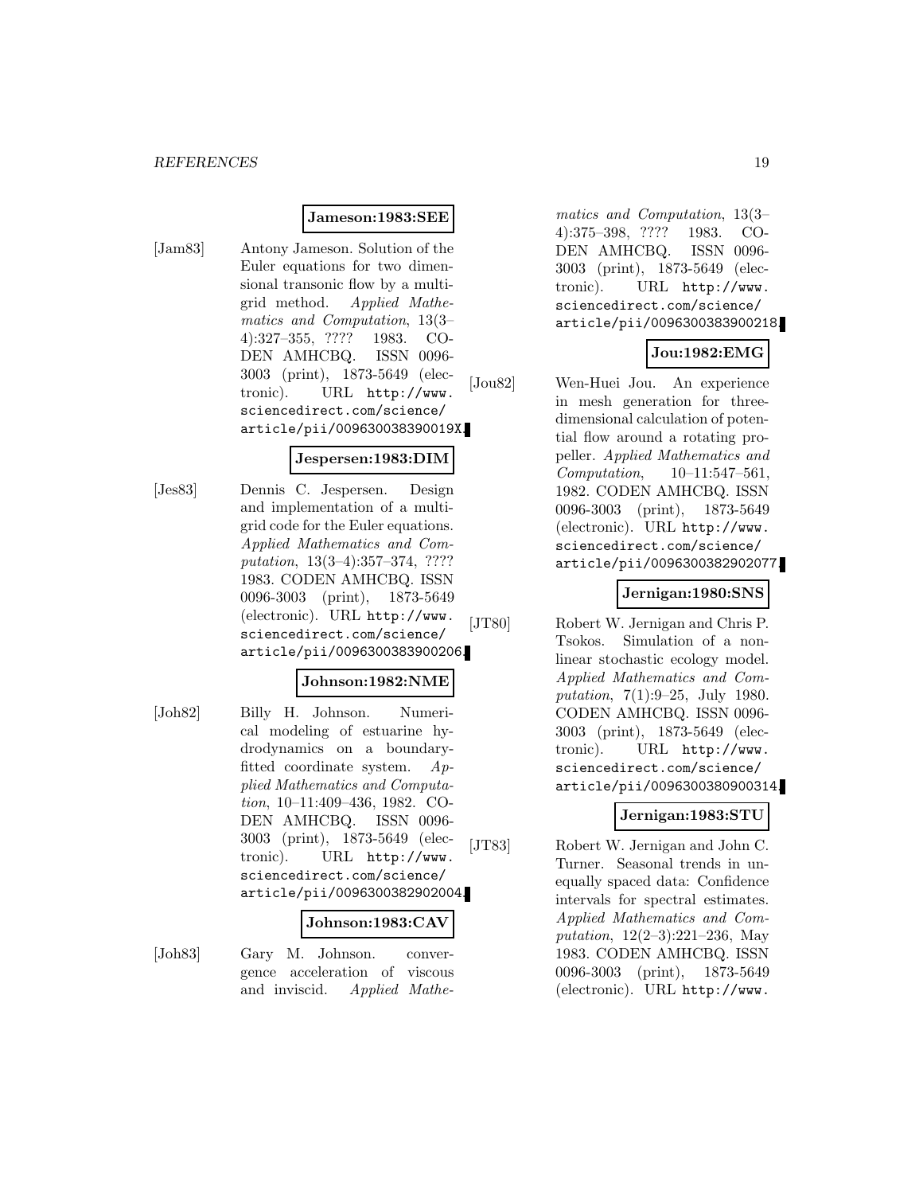**Jameson:1983:SEE**

[Jam83] Antony Jameson. Solution of the Euler equations for two dimensional transonic flow by a multigrid method. *Applied Mathematics and Computation*, 13(3–4):327–355, ???? 1983. CODEN AMHCBQ. ISSN 0096-3003 (print), 1873-5649 (electronic). URL http://www.sciencedirect.com/science/article/pii/009630038390019X.

**Jespersen:1983:DIM**

[Jes83] Dennis C. Jespersen. Design and implementation of a multigrid code for the Euler equations. *Applied Mathematics and Computation*, 13(3–4):357–374, ???? 1983. CODEN AMHCBQ. ISSN 0096-3003 (print), 1873-5649 (electronic). URL http://www.sciencedirect.com/science/article/pii/0096300383900206.

**Johnson:1982:NME**

[Joh82] Billy H. Johnson. Numerical modeling of estuarine hydrodynamics on a boundary-fitted coordinate system. *Applied Mathematics and Computation*, 10–11:409–436, 1982. CODEN AMHCBQ. ISSN 0096-3003 (print), 1873-5649 (electronic). URL http://www.sciencedirect.com/science/article/pii/0096300382902004.

**Johnson:1983:CAV**

[Joh83] Gary M. Johnson. convergence acceleration of viscous and inviscid. *Applied Mathematics and Computation*, 13(3–4):375–398, ???? 1983. CODEN AMHCBQ. ISSN 0096-3003 (print), 1873-5649 (electronic). URL http://www.sciencedirect.com/science/article/pii/0096300383900218.

**Jou:1982:EMG**

[Jou82] Wen-Huei Jou. An experience in mesh generation for three-dimensional calculation of potential flow around a rotating propeller. *Applied Mathematics and Computation*, 10–11:547–561, 1982. CODEN AMHCBQ. ISSN 0096-3003 (print), 1873-5649 (electronic). URL http://www.sciencedirect.com/science/article/pii/0096300382902077.

**Jernigan:1980:SNS**

[JT80] Robert W. Jernigan and Chris P. Tsokos. Simulation of a nonlinear stochastic ecology model. *Applied Mathematics and Computation*, 7(1):9–25, July 1980. CODEN AMHCBQ. ISSN 0096-3003 (print), 1873-5649 (electronic). URL http://www.sciencedirect.com/science/article/pii/0096300380900314.

**Jernigan:1983:STU**

[JT83] Robert W. Jernigan and John C. Turner. Seasonal trends in unequally spaced data: Confidence intervals for spectral estimates. *Applied Mathematics and Computation*, 12(2–3):221–236, May 1983. CODEN AMHCBQ. ISSN 0096-3003 (print), 1873-5649 (electronic). URL http://www.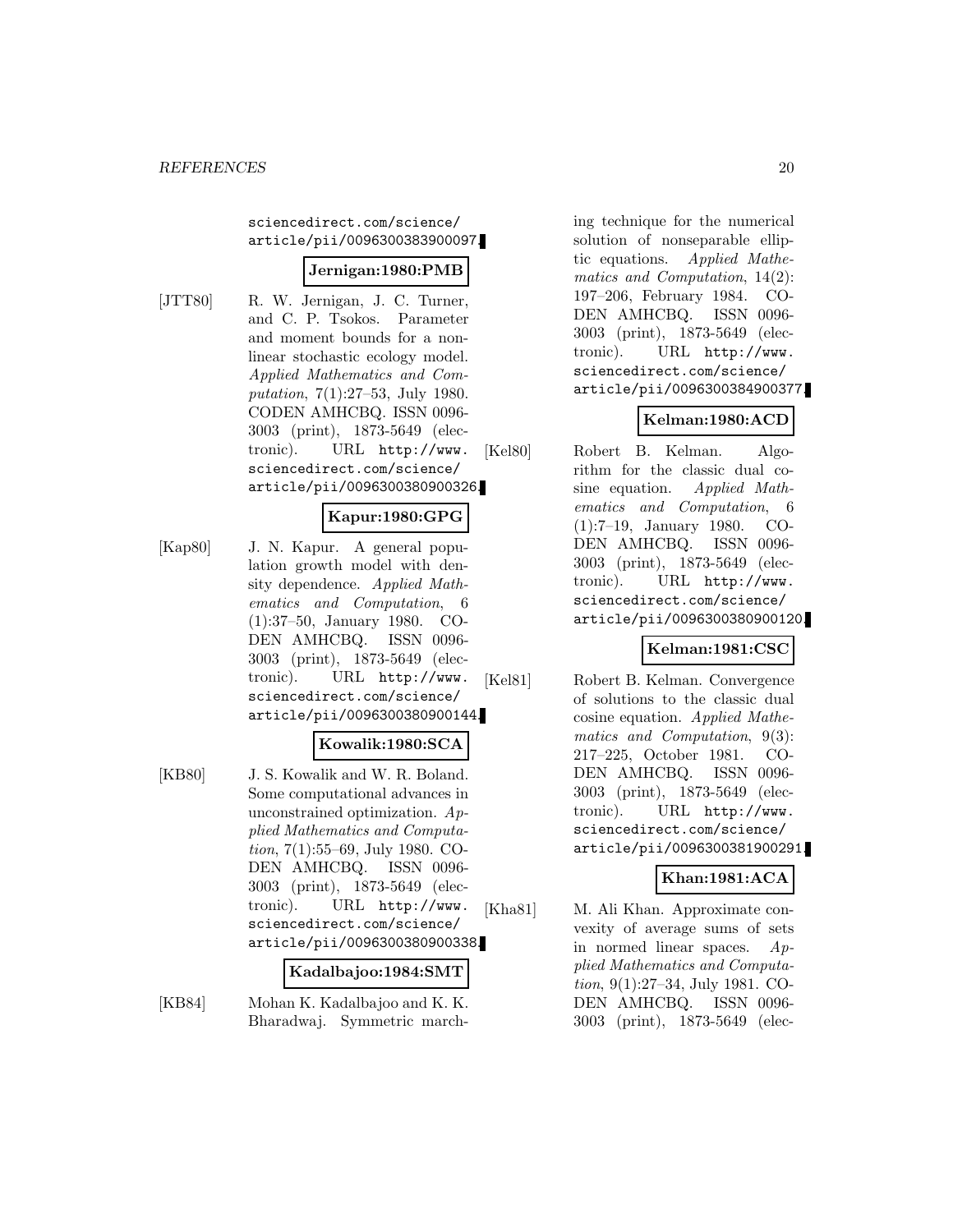sciencedirect.com/science/article/pii/0096300383900097.

**Jernigan:1980:PMB**

[JTT80] R. W. Jernigan, J. C. Turner, and C. P. Tsokos. Parameter and moment bounds for a nonlinear stochastic ecology model. *Applied Mathematics and Computation*, 7(1):27–53, July 1980. CODEN AMHCBQ. ISSN 0096-3003 (print), 1873-5649 (electronic). URL http://www.sciencedirect.com/science/article/pii/0096300380900326.

**Kapur:1980:GPG**

[Kap80] J. N. Kapur. A general population growth model with density dependence. *Applied Mathematics and Computation*, 6 (1):37–50, January 1980. CODEN AMHCBQ. ISSN 0096-3003 (print), 1873-5649 (electronic). URL http://www.sciencedirect.com/science/article/pii/0096300380900144.

**Kowalik:1980:SCA**

[KB80] J. S. Kowalik and W. R. Boland. Some computational advances in unconstrained optimization. *Applied Mathematics and Computation*, 7(1):55–69, July 1980. CODEN AMHCBQ. ISSN 0096-3003 (print), 1873-5649 (electronic). URL http://www.sciencedirect.com/science/article/pii/0096300380900338.

**Kadalbajoo:1984:SMT**

[KB84] Mohan K. Kadalbajoo and K. K. Bharadwaj. Symmetric marching technique for the numerical solution of nonseparable elliptic equations. *Applied Mathematics and Computation*, 14(2): 197–206, February 1984. CODEN AMHCBQ. ISSN 0096-3003 (print), 1873-5649 (electronic). URL http://www.sciencedirect.com/science/article/pii/0096300384900377.

**Kelman:1980:ACD**

[Kel80] Robert B. Kelman. Algorithm for the classic dual cosine equation. *Applied Mathematics and Computation*, 6 (1):7–19, January 1980. CODEN AMHCBQ. ISSN 0096-3003 (print), 1873-5649 (electronic). URL http://www.sciencedirect.com/science/article/pii/0096300380900120.

**Kelman:1981:CSC**

[Kel81] Robert B. Kelman. Convergence of solutions to the classic dual cosine equation. *Applied Mathematics and Computation*, 9(3): 217–225, October 1981. CODEN AMHCBQ. ISSN 0096-3003 (print), 1873-5649 (electronic). URL http://www.sciencedirect.com/science/article/pii/0096300381900291.

**Khan:1981:ACA**

[Kha81] M. Ali Khan. Approximate convexity of average sums of sets in normed linear spaces. *Applied Mathematics and Computation*, 9(1):27–34, July 1981. CODEN AMHCBQ. ISSN 0096-3003 (print), 1873-5649 (elec-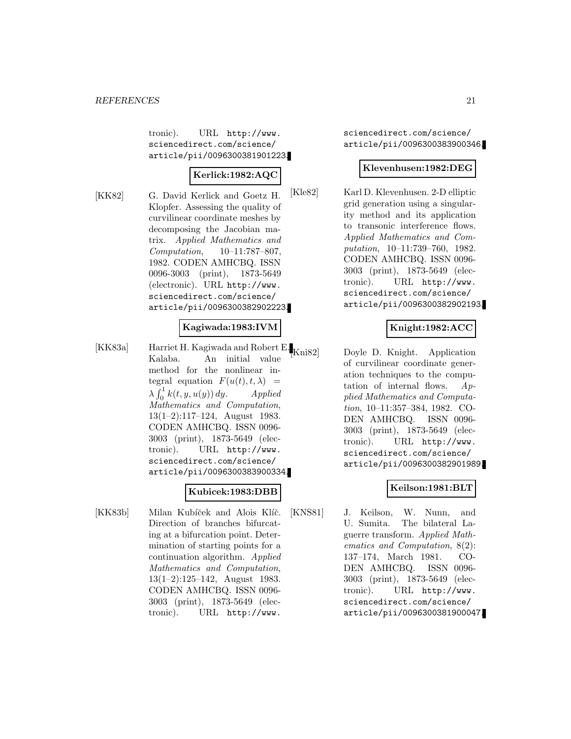tronic). URL http://www.sciencedirect.com/science/article/pii/0096300381901223.

**Kerlick:1982:AQC**

[KK82] G. David Kerlick and Goetz H. Klopfer. Assessing the quality of curvilinear coordinate meshes by decomposing the Jacobian matrix. *Applied Mathematics and Computation*, 10–11:787–807, 1982. CODEN AMHCBQ. ISSN 0096-3003 (print), 1873-5649 (electronic). URL http://www.sciencedirect.com/science/article/pii/0096300382902223.

**Kagiwada:1983:IVM**

[KK83a] Harriet H. Kagiwada and Robert E. Kalaba. An initial value method for the nonlinear integral equation $F(u(t), t, \lambda) = \lambda \int_0^1 k(t, y, u(y))\, dy$. *Applied Mathematics and Computation*, 13(1–2):117–124, August 1983. CODEN AMHCBQ. ISSN 0096-3003 (print), 1873-5649 (electronic). URL http://www.sciencedirect.com/science/article/pii/0096300383900334.

**Kubicek:1983:DBB**

[KK83b] Milan Kubíček and Alois Klíč. Direction of branches bifurcating at a bifurcation point. Determination of starting points for a continuation algorithm. *Applied Mathematics and Computation*, 13(1–2):125–142, August 1983. CODEN AMHCBQ. ISSN 0096-3003 (print), 1873-5649 (electronic). URL http://www.sciencedirect.com/science/article/pii/0096300383900346.

**Klevenhusen:1982:DEG**

[Kle82] Karl D. Klevenhusen. 2-D elliptic grid generation using a singularity method and its application to transonic interference flows. *Applied Mathematics and Computation*, 10–11:739–760, 1982. CODEN AMHCBQ. ISSN 0096-3003 (print), 1873-5649 (electronic). URL http://www.sciencedirect.com/science/article/pii/0096300382902193.

**Knight:1982:ACC**

[Kni82] Doyle D. Knight. Application of curvilinear coordinate generation techniques to the computation of internal flows. *Applied Mathematics and Computation*, 10–11:357–384, 1982. CODEN AMHCBQ. ISSN 0096-3003 (print), 1873-5649 (electronic). URL http://www.sciencedirect.com/science/article/pii/0096300382901989.

**Keilson:1981:BLT**

[KNS81] J. Keilson, W. Nunn, and U. Sumita. The bilateral Laguerre transform. *Applied Mathematics and Computation*, 8(2):137–174, March 1981. CODEN AMHCBQ. ISSN 0096-3003 (print), 1873-5649 (electronic). URL http://www.sciencedirect.com/science/article/pii/0096300381900047.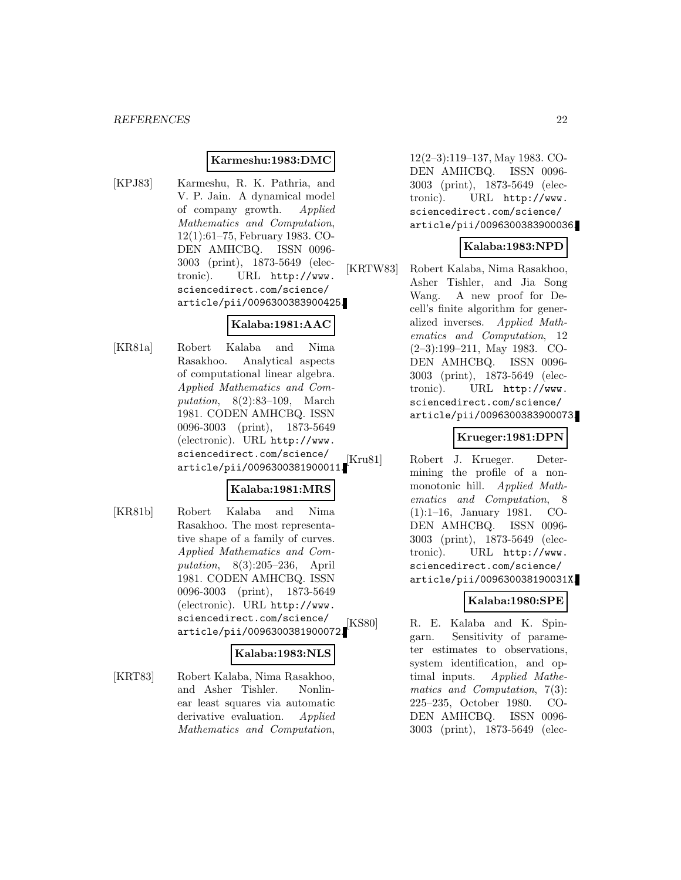**Karmeshu:1983:DMC**

[KPJ83] Karmeshu, R. K. Pathria, and V. P. Jain. A dynamical model of company growth. *Applied Mathematics and Computation*, 12(1):61–75, February 1983. CODEN AMHCBQ. ISSN 0096-3003 (print), 1873-5649 (electronic). URL http://www.sciencedirect.com/science/article/pii/0096300383900425.

**Kalaba:1981:AAC**

[KR81a] Robert Kalaba and Nima Rasakhoo. Analytical aspects of computational linear algebra. *Applied Mathematics and Computation*, 8(2):83–109, March 1981. CODEN AMHCBQ. ISSN 0096-3003 (print), 1873-5649 (electronic). URL http://www.sciencedirect.com/science/article/pii/0096300381900011.

**Kalaba:1981:MRS**

[KR81b] Robert Kalaba and Nima Rasakhoo. The most representative shape of a family of curves. *Applied Mathematics and Computation*, 8(3):205–236, April 1981. CODEN AMHCBQ. ISSN 0096-3003 (print), 1873-5649 (electronic). URL http://www.sciencedirect.com/science/article/pii/0096300381900072.

**Kalaba:1983:NLS**

[KRT83] Robert Kalaba, Nima Rasakhoo, and Asher Tishler. Nonlinear least squares via automatic derivative evaluation. *Applied Mathematics and Computation*, 12(2–3):119–137, May 1983. CODEN AMHCBQ. ISSN 0096-3003 (print), 1873-5649 (electronic). URL http://www.sciencedirect.com/science/article/pii/0096300383900036.

**Kalaba:1983:NPD**

[KRTW83] Robert Kalaba, Nima Rasakhoo, Asher Tishler, and Jia Song Wang. A new proof for Decell's finite algorithm for generalized inverses. *Applied Mathematics and Computation*, 12 (2–3):199–211, May 1983. CODEN AMHCBQ. ISSN 0096-3003 (print), 1873-5649 (electronic). URL http://www.sciencedirect.com/science/article/pii/0096300383900073.

**Krueger:1981:DPN**

[Kru81] Robert J. Krueger. Determining the profile of a nonmonotonic hill. *Applied Mathematics and Computation*, 8 (1):1–16, January 1981. CODEN AMHCBQ. ISSN 0096-3003 (print), 1873-5649 (electronic). URL http://www.sciencedirect.com/science/article/pii/009630038190031X.

**Kalaba:1980:SPE**

[KS80] R. E. Kalaba and K. Spingarn. Sensitivity of parameter estimates to observations, system identification, and optimal inputs. *Applied Mathematics and Computation*, 7(3): 225–235, October 1980. CODEN AMHCBQ. ISSN 0096-3003 (print), 1873-5649 (elec-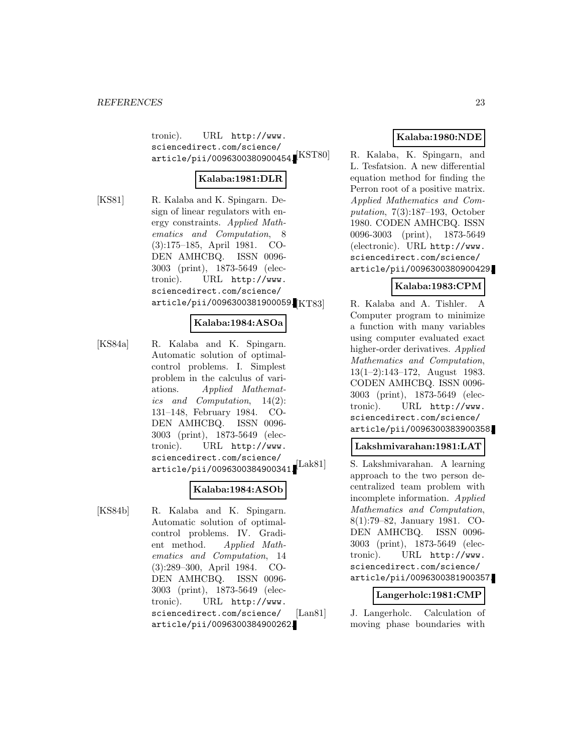tronic). URL http://www.sciencedirect.com/science/article/pii/0096300380900454.

**Kalaba:1981:DLR**

[KS81] R. Kalaba and K. Spingarn. Design of linear regulators with energy constraints. *Applied Mathematics and Computation*, 8 (3):175–185, April 1981. CODEN AMHCBQ. ISSN 0096-3003 (print), 1873-5649 (electronic). URL http://www.sciencedirect.com/science/article/pii/0096300381900059.

**Kalaba:1984:ASOa**

[KS84a] R. Kalaba and K. Spingarn. Automatic solution of optimal-control problems. I. Simplest problem in the calculus of variations. *Applied Mathematics and Computation*, 14(2): 131–148, February 1984. CODEN AMHCBQ. ISSN 0096-3003 (print), 1873-5649 (electronic). URL http://www.sciencedirect.com/science/article/pii/0096300384900341.

**Kalaba:1984:ASOb**

[KS84b] R. Kalaba and K. Spingarn. Automatic solution of optimal-control problems. IV. Gradient method. *Applied Mathematics and Computation*, 14 (3):289–300, April 1984. CODEN AMHCBQ. ISSN 0096-3003 (print), 1873-5649 (electronic). URL http://www.sciencedirect.com/science/article/pii/0096300384900262.

**Kalaba:1980:NDE**

[KST80] R. Kalaba, K. Spingarn, and L. Tesfatsion. A new differential equation method for finding the Perron root of a positive matrix. *Applied Mathematics and Computation*, 7(3):187–193, October 1980. CODEN AMHCBQ. ISSN 0096-3003 (print), 1873-5649 (electronic). URL http://www.sciencedirect.com/science/article/pii/0096300380900429.

**Kalaba:1983:CPM**

[KT83] R. Kalaba and A. Tishler. A Computer program to minimize a function with many variables using computer evaluated exact higher-order derivatives. *Applied Mathematics and Computation*, 13(1–2):143–172, August 1983. CODEN AMHCBQ. ISSN 0096-3003 (print), 1873-5649 (electronic). URL http://www.sciencedirect.com/science/article/pii/0096300383900358.

**Lakshmivarahan:1981:LAT**

[Lak81] S. Lakshmivarahan. A learning approach to the two person decentralized team problem with incomplete information. *Applied Mathematics and Computation*, 8(1):79–82, January 1981. CODEN AMHCBQ. ISSN 0096-3003 (print), 1873-5649 (electronic). URL http://www.sciencedirect.com/science/article/pii/0096300381900357.

**Langerholc:1981:CMP**

[Lan81] J. Langerholc. Calculation of moving phase boundaries with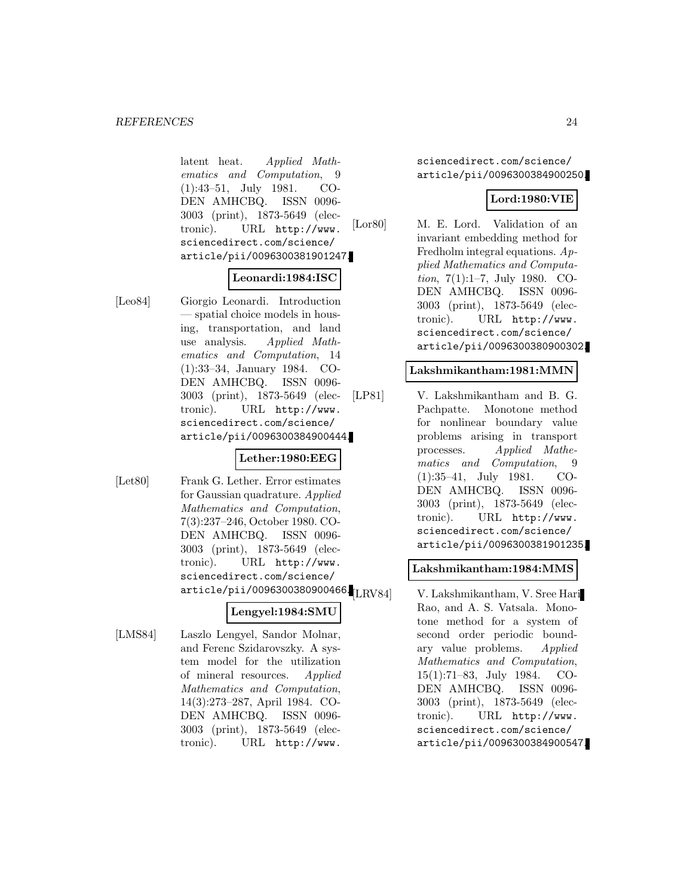latent heat. *Applied Mathematics and Computation*, 9 (1):43–51, July 1981. CODEN AMHCBQ. ISSN 0096-3003 (print), 1873-5649 (electronic). URL http://www.sciencedirect.com/science/article/pii/0096300381901247.

**Leonardi:1984:ISC**

[Leo84] Giorgio Leonardi. Introduction — spatial choice models in housing, transportation, and land use analysis. *Applied Mathematics and Computation*, 14 (1):33–34, January 1984. CODEN AMHCBQ. ISSN 0096-3003 (print), 1873-5649 (electronic). URL http://www.sciencedirect.com/science/article/pii/0096300384900444.

**Lether:1980:EEG**

[Let80] Frank G. Lether. Error estimates for Gaussian quadrature. *Applied Mathematics and Computation*, 7(3):237–246, October 1980. CODEN AMHCBQ. ISSN 0096-3003 (print), 1873-5649 (electronic). URL http://www.sciencedirect.com/science/article/pii/0096300380900466.

**Lengyel:1984:SMU**

[LMS84] Laszlo Lengyel, Sandor Molnar, and Ferenc Szidarovszky. A system model for the utilization of mineral resources. *Applied Mathematics and Computation*, 14(3):273–287, April 1984. CODEN AMHCBQ. ISSN 0096-3003 (print), 1873-5649 (electronic). URL http://www.sciencedirect.com/science/article/pii/0096300384900250.

**Lord:1980:VIE**

[Lor80] M. E. Lord. Validation of an invariant embedding method for Fredholm integral equations. *Applied Mathematics and Computation*, 7(1):1–7, July 1980. CODEN AMHCBQ. ISSN 0096-3003 (print), 1873-5649 (electronic). URL http://www.sciencedirect.com/science/article/pii/0096300380900302.

**Lakshmikantham:1981:MMN**

[LP81] V. Lakshmikantham and B. G. Pachpatte. Monotone method for nonlinear boundary value problems arising in transport processes. *Applied Mathematics and Computation*, 9 (1):35–41, July 1981. CODEN AMHCBQ. ISSN 0096-3003 (print), 1873-5649 (electronic). URL http://www.sciencedirect.com/science/article/pii/0096300381901235.

**Lakshmikantham:1984:MMS**

[LRV84] V. Lakshmikantham, V. Sree Hari Rao, and A. S. Vatsala. Monotone method for a system of second order periodic boundary value problems. *Applied Mathematics and Computation*, 15(1):71–83, July 1984. CODEN AMHCBQ. ISSN 0096-3003 (print), 1873-5649 (electronic). URL http://www.sciencedirect.com/science/article/pii/0096300384900547.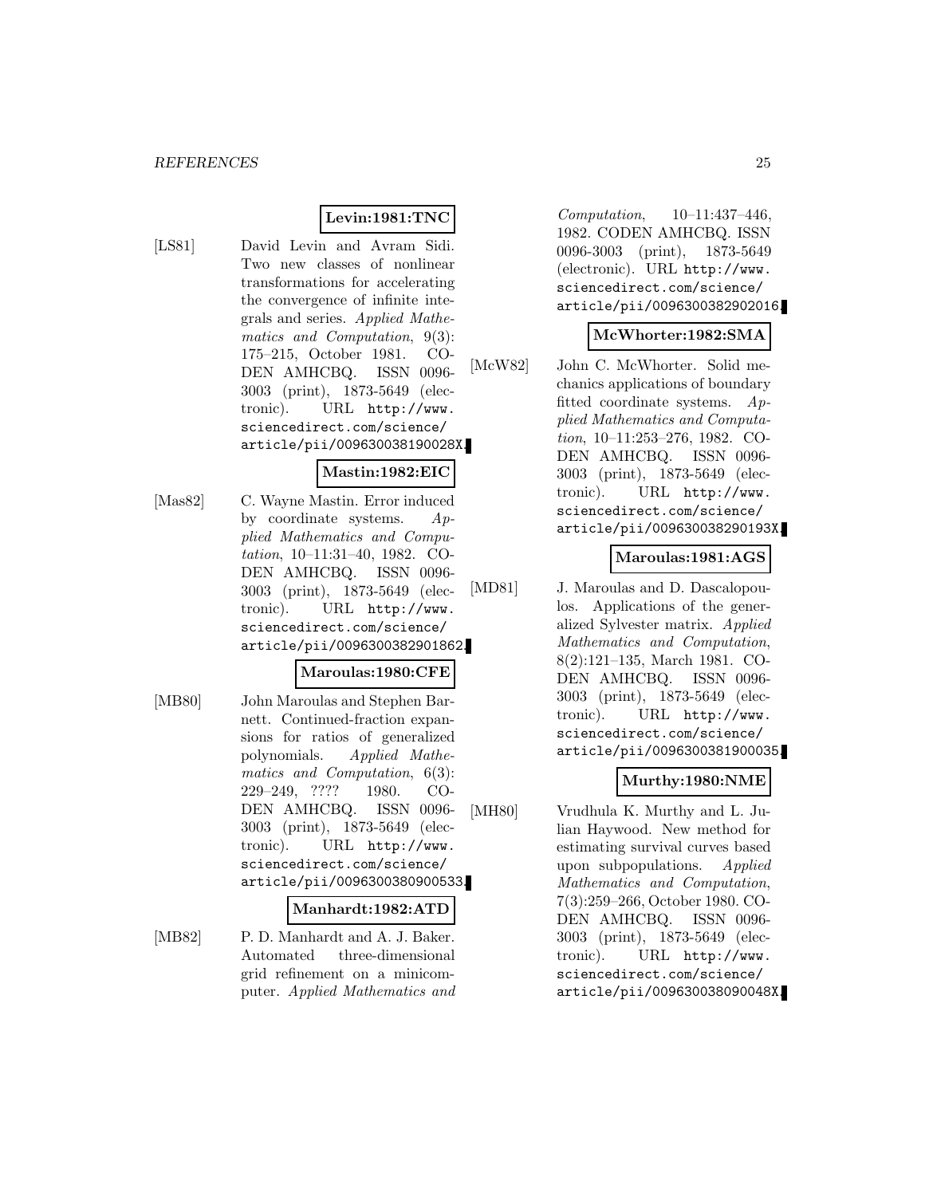**Levin:1981:TNC**

[LS81] David Levin and Avram Sidi. Two new classes of nonlinear transformations for accelerating the convergence of infinite integrals and series. *Applied Mathematics and Computation*, 9(3): 175–215, October 1981. CODEN AMHCBQ. ISSN 0096-3003 (print), 1873-5649 (electronic). URL http://www.sciencedirect.com/science/article/pii/009630038190028X.

**Mastin:1982:EIC**

[Mas82] C. Wayne Mastin. Error induced by coordinate systems. *Applied Mathematics and Computation*, 10–11:31–40, 1982. CODEN AMHCBQ. ISSN 0096-3003 (print), 1873-5649 (electronic). URL http://www.sciencedirect.com/science/article/pii/0096300382901862.

**Maroulas:1980:CFE**

[MB80] John Maroulas and Stephen Barnett. Continued-fraction expansions for ratios of generalized polynomials. *Applied Mathematics and Computation*, 6(3): 229–249, ???? 1980. CODEN AMHCBQ. ISSN 0096-3003 (print), 1873-5649 (electronic). URL http://www.sciencedirect.com/science/article/pii/0096300380900533.

**Manhardt:1982:ATD**

[MB82] P. D. Manhardt and A. J. Baker. Automated three-dimensional grid refinement on a minicomputer. *Applied Mathematics and Computation*, 10–11:437–446, 1982. CODEN AMHCBQ. ISSN 0096-3003 (print), 1873-5649 (electronic). URL http://www.sciencedirect.com/science/article/pii/0096300382902016.

**McWhorter:1982:SMA**

[McW82] John C. McWhorter. Solid mechanics applications of boundary fitted coordinate systems. *Applied Mathematics and Computation*, 10–11:253–276, 1982. CODEN AMHCBQ. ISSN 0096-3003 (print), 1873-5649 (electronic). URL http://www.sciencedirect.com/science/article/pii/009630038290193X.

**Maroulas:1981:AGS**

[MD81] J. Maroulas and D. Dascalopoulos. Applications of the generalized Sylvester matrix. *Applied Mathematics and Computation*, 8(2):121–135, March 1981. CODEN AMHCBQ. ISSN 0096-3003 (print), 1873-5649 (electronic). URL http://www.sciencedirect.com/science/article/pii/0096300381900035.

**Murthy:1980:NME**

[MH80] Vrudhula K. Murthy and L. Julian Haywood. New method for estimating survival curves based upon subpopulations. *Applied Mathematics and Computation*, 7(3):259–266, October 1980. CODEN AMHCBQ. ISSN 0096-3003 (print), 1873-5649 (electronic). URL http://www.sciencedirect.com/science/article/pii/009630038090048X.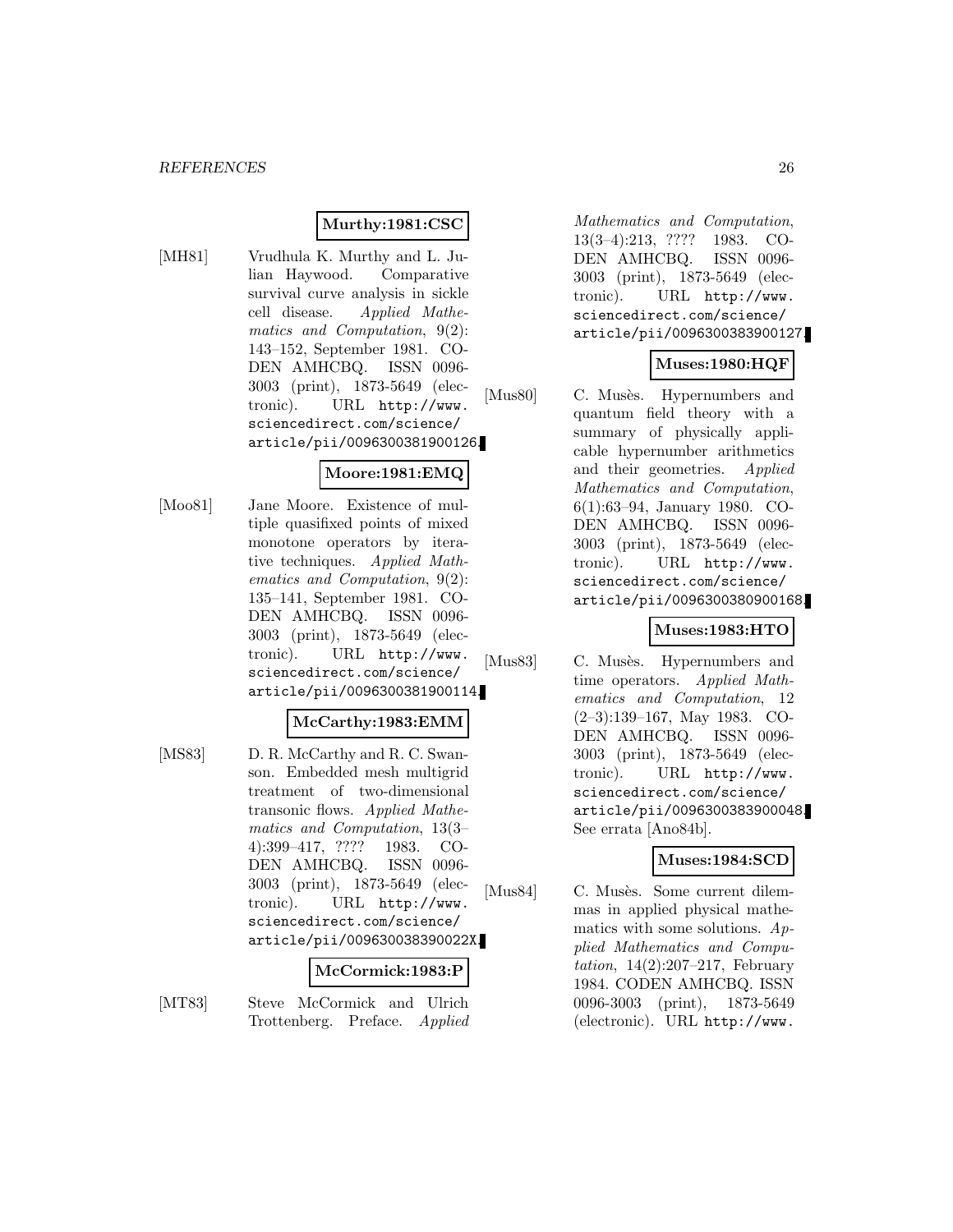**Murthy:1981:CSC**

[MH81] Vrudhula K. Murthy and L. Julian Haywood. Comparative survival curve analysis in sickle cell disease. *Applied Mathematics and Computation*, 9(2): 143–152, September 1981. CODEN AMHCBQ. ISSN 0096-3003 (print), 1873-5649 (electronic). URL http://www.sciencedirect.com/science/article/pii/0096300381900126.

**Moore:1981:EMQ**

[Moo81] Jane Moore. Existence of multiple quasifixed points of mixed monotone operators by iterative techniques. *Applied Mathematics and Computation*, 9(2): 135–141, September 1981. CODEN AMHCBQ. ISSN 0096-3003 (print), 1873-5649 (electronic). URL http://www.sciencedirect.com/science/article/pii/0096300381900114.

**McCarthy:1983:EMM**

[MS83] D. R. McCarthy and R. C. Swanson. Embedded mesh multigrid treatment of two-dimensional transonic flows. *Applied Mathematics and Computation*, 13(3–4):399–417, ???? 1983. CODEN AMHCBQ. ISSN 0096-3003 (print), 1873-5649 (electronic). URL http://www.sciencedirect.com/science/article/pii/009630038390022X.

**McCormick:1983:P**

[MT83] Steve McCormick and Ulrich Trottenberg. Preface. *Applied Mathematics and Computation*, 13(3–4):213, ???? 1983. CODEN AMHCBQ. ISSN 0096-3003 (print), 1873-5649 (electronic). URL http://www.sciencedirect.com/science/article/pii/0096300383900127.

**Muses:1980:HQF**

[Mus80] C. Musès. Hypernumbers and quantum field theory with a summary of physically applicable hypernumber arithmetics and their geometries. *Applied Mathematics and Computation*, 6(1):63–94, January 1980. CODEN AMHCBQ. ISSN 0096-3003 (print), 1873-5649 (electronic). URL http://www.sciencedirect.com/science/article/pii/0096300380900168.

**Muses:1983:HTO**

[Mus83] C. Musès. Hypernumbers and time operators. *Applied Mathematics and Computation*, 12 (2–3):139–167, May 1983. CODEN AMHCBQ. ISSN 0096-3003 (print), 1873-5649 (electronic). URL http://www.sciencedirect.com/science/article/pii/0096300383900048. See errata [Ano84b].

**Muses:1984:SCD**

[Mus84] C. Musès. Some current dilemmas in applied physical mathematics with some solutions. *Applied Mathematics and Computation*, 14(2):207–217, February 1984. CODEN AMHCBQ. ISSN 0096-3003 (print), 1873-5649 (electronic). URL http://www.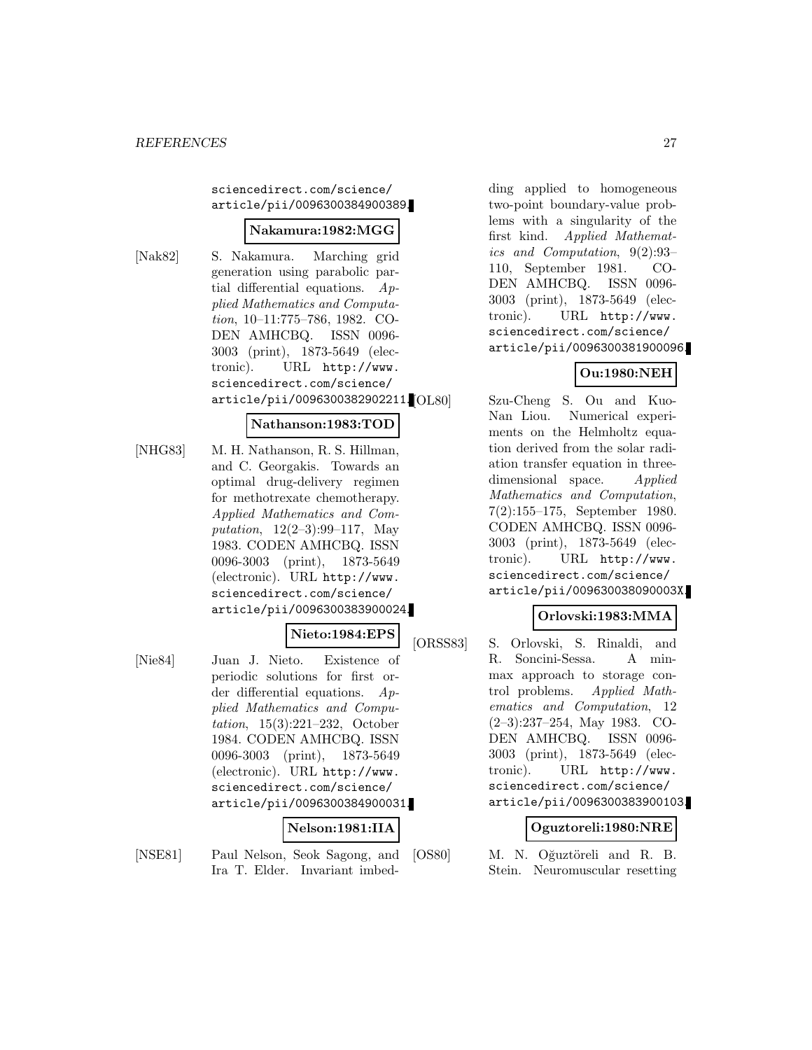sciencedirect.com/science/article/pii/0096300384900389.

**Nakamura:1982:MGG**

[Nak82] S. Nakamura. Marching grid generation using parabolic partial differential equations. *Applied Mathematics and Computation*, 10–11:775–786, 1982. CODEN AMHCBQ. ISSN 0096-3003 (print), 1873-5649 (electronic). URL http://www.sciencedirect.com/science/article/pii/0096300382902211.

**Nathanson:1983:TOD**

[NHG83] M. H. Nathanson, R. S. Hillman, and C. Georgakis. Towards an optimal drug-delivery regimen for methotrexate chemotherapy. *Applied Mathematics and Computation*, 12(2–3):99–117, May 1983. CODEN AMHCBQ. ISSN 0096-3003 (print), 1873-5649 (electronic). URL http://www.sciencedirect.com/science/article/pii/0096300383900024.

**Nieto:1984:EPS**

[Nie84] Juan J. Nieto. Existence of periodic solutions for first order differential equations. *Applied Mathematics and Computation*, 15(3):221–232, October 1984. CODEN AMHCBQ. ISSN 0096-3003 (print), 1873-5649 (electronic). URL http://www.sciencedirect.com/science/article/pii/0096300384900031.

**Nelson:1981:IIA**

[NSE81] Paul Nelson, Seok Sagong, and Ira T. Elder. Invariant imbedding applied to homogeneous two-point boundary-value problems with a singularity of the first kind. *Applied Mathematics and Computation*, 9(2):93–110, September 1981. CODEN AMHCBQ. ISSN 0096-3003 (print), 1873-5649 (electronic). URL http://www.sciencedirect.com/science/article/pii/0096300381900096.

**Ou:1980:NEH**

[OL80] Szu-Cheng S. Ou and Kuo-Nan Liou. Numerical experiments on the Helmholtz equation derived from the solar radiation transfer equation in three-dimensional space. *Applied Mathematics and Computation*, 7(2):155–175, September 1980. CODEN AMHCBQ. ISSN 0096-3003 (print), 1873-5649 (electronic). URL http://www.sciencedirect.com/science/article/pii/009630038090003X.

**Orlovski:1983:MMA**

[ORSS83] S. Orlovski, S. Rinaldi, and R. Soncini-Sessa. A min-max approach to storage control problems. *Applied Mathematics and Computation*, 12 (2–3):237–254, May 1983. CODEN AMHCBQ. ISSN 0096-3003 (print), 1873-5649 (electronic). URL http://www.sciencedirect.com/science/article/pii/0096300383900103.

**Oguztoreli:1980:NRE**

[OS80] M. N. Oğuztöreli and R. B. Stein. Neuromuscular resetting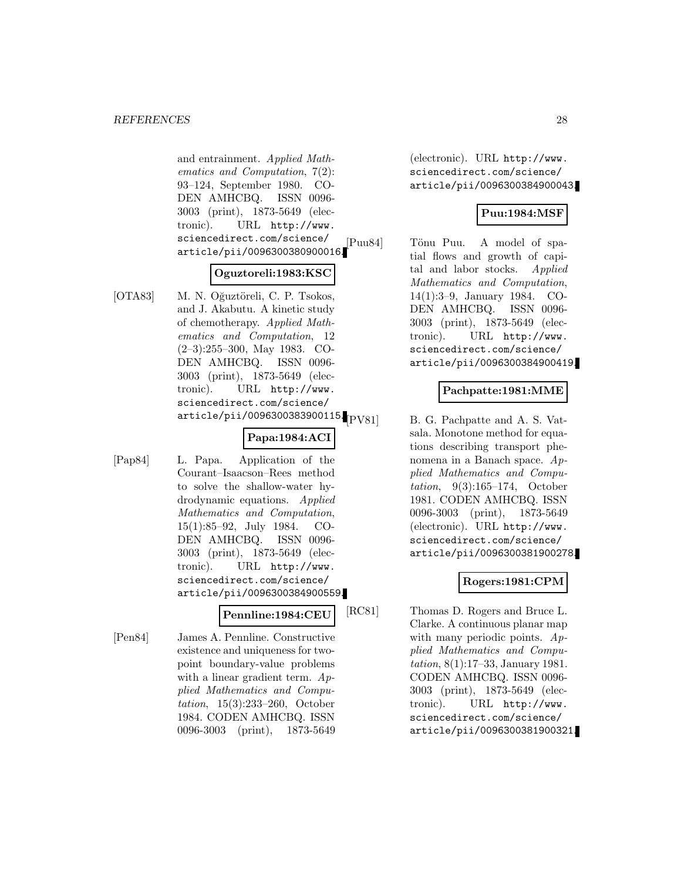and entrainment. *Applied Mathematics and Computation*, 7(2): 93–124, September 1980. CODEN AMHCBQ. ISSN 0096-3003 (print), 1873-5649 (electronic). URL http://www.sciencedirect.com/science/article/pii/0096300380900016.

**Oguztoreli:1983:KSC**

[OTA83] M. N. Oğuztöreli, C. P. Tsokos, and J. Akabutu. A kinetic study of chemotherapy. *Applied Mathematics and Computation*, 12 (2–3):255–300, May 1983. CODEN AMHCBQ. ISSN 0096-3003 (print), 1873-5649 (electronic). URL http://www.sciencedirect.com/science/article/pii/0096300383900115.

**Papa:1984:ACI**

[Pap84] L. Papa. Application of the Courant–Isaacson–Rees method to solve the shallow-water hydrodynamic equations. *Applied Mathematics and Computation*, 15(1):85–92, July 1984. CODEN AMHCBQ. ISSN 0096-3003 (print), 1873-5649 (electronic). URL http://www.sciencedirect.com/science/article/pii/0096300384900559.

**Pennline:1984:CEU**

[Pen84] James A. Pennline. Constructive existence and uniqueness for two-point boundary-value problems with a linear gradient term. *Applied Mathematics and Computation*, 15(3):233–260, October 1984. CODEN AMHCBQ. ISSN 0096-3003 (print), 1873-5649 (electronic). URL http://www.sciencedirect.com/science/article/pii/0096300384900043.

**Puu:1984:MSF**

[Puu84] Tönu Puu. A model of spatial flows and growth of capital and labor stocks. *Applied Mathematics and Computation*, 14(1):3–9, January 1984. CODEN AMHCBQ. ISSN 0096-3003 (print), 1873-5649 (electronic). URL http://www.sciencedirect.com/science/article/pii/0096300384900419.

**Pachpatte:1981:MME**

[PV81] B. G. Pachpatte and A. S. Vatsala. Monotone method for equations describing transport phenomena in a Banach space. *Applied Mathematics and Computation*, 9(3):165–174, October 1981. CODEN AMHCBQ. ISSN 0096-3003 (print), 1873-5649 (electronic). URL http://www.sciencedirect.com/science/article/pii/0096300381900278.

**Rogers:1981:CPM**

[RC81] Thomas D. Rogers and Bruce L. Clarke. A continuous planar map with many periodic points. *Applied Mathematics and Computation*, 8(1):17–33, January 1981. CODEN AMHCBQ. ISSN 0096-3003 (print), 1873-5649 (electronic). URL http://www.sciencedirect.com/science/article/pii/0096300381900321.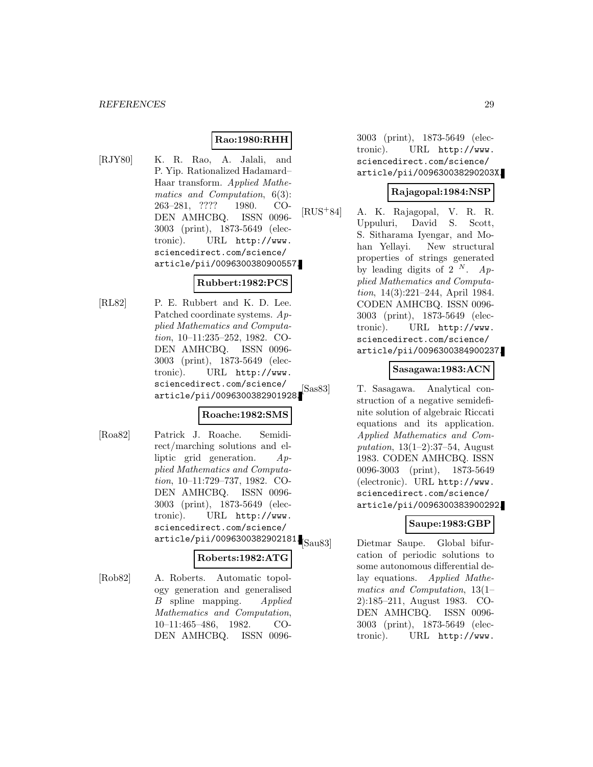**Rao:1980:RHH**

[RJY80] K. R. Rao, A. Jalali, and P. Yip. Rationalized Hadamard–Haar transform. *Applied Mathematics and Computation*, 6(3): 263–281, ???? 1980. CODEN AMHCBQ. ISSN 0096-3003 (print), 1873-5649 (electronic). URL http://www.sciencedirect.com/science/article/pii/0096300380900557.

**Rubbert:1982:PCS**

[RL82] P. E. Rubbert and K. D. Lee. Patched coordinate systems. *Applied Mathematics and Computation*, 10–11:235–252, 1982. CODEN AMHCBQ. ISSN 0096-3003 (print), 1873-5649 (electronic). URL http://www.sciencedirect.com/science/article/pii/0096300382901928.

**Roache:1982:SMS**

[Roa82] Patrick J. Roache. Semidirect/marching solutions and elliptic grid generation. *Applied Mathematics and Computation*, 10–11:729–737, 1982. CODEN AMHCBQ. ISSN 0096-3003 (print), 1873-5649 (electronic). URL http://www.sciencedirect.com/science/article/pii/0096300382902181.

**Roberts:1982:ATG**

[Rob82] A. Roberts. Automatic topology generation and generalised $B$ spline mapping. *Applied Mathematics and Computation*, 10–11:465–486, 1982. CODEN AMHCBQ. ISSN 0096-3003 (print), 1873-5649 (electronic). URL http://www.sciencedirect.com/science/article/pii/009630038290203X.

**Rajagopal:1984:NSP**

[RUS+84] A. K. Rajagopal, V. R. R. Uppuluri, David S. Scott, S. Sitharama Iyengar, and Mohan Yellayi. New structural properties of strings generated by leading digits of $2^{N}$. *Applied Mathematics and Computation*, 14(3):221–244, April 1984. CODEN AMHCBQ. ISSN 0096-3003 (print), 1873-5649 (electronic). URL http://www.sciencedirect.com/science/article/pii/0096300384900237.

**Sasagawa:1983:ACN**

[Sas83] T. Sasagawa. Analytical construction of a negative semidefinite solution of algebraic Riccati equations and its application. *Applied Mathematics and Computation*, 13(1–2):37–54, August 1983. CODEN AMHCBQ. ISSN 0096-3003 (print), 1873-5649 (electronic). URL http://www.sciencedirect.com/science/article/pii/0096300383900292.

**Saupe:1983:GBP**

[Sau83] Dietmar Saupe. Global bifurcation of periodic solutions to some autonomous differential delay equations. *Applied Mathematics and Computation*, 13(1–2):185–211, August 1983. CODEN AMHCBQ. ISSN 0096-3003 (print), 1873-5649 (electronic). URL http://www.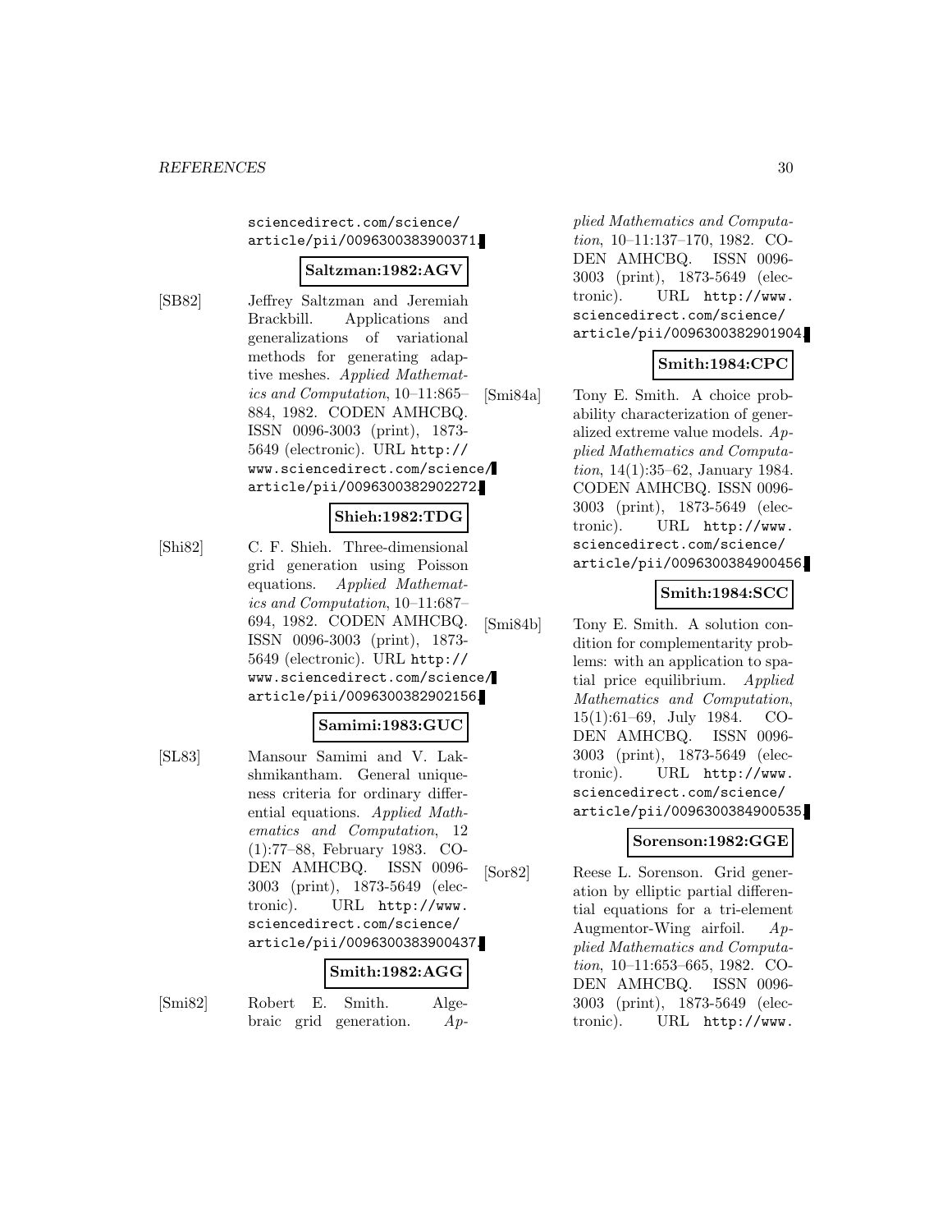sciencedirect.com/science/article/pii/0096300383900371.

**Saltzman:1982:AGV**

[SB82] Jeffrey Saltzman and Jeremiah Brackbill. Applications and generalizations of variational methods for generating adaptive meshes. *Applied Mathematics and Computation*, 10–11:865–884, 1982. CODEN AMHCBQ. ISSN 0096-3003 (print), 1873-5649 (electronic). URL http://www.sciencedirect.com/science/article/pii/0096300382902272.

**Shieh:1982:TDG**

[Shi82] C. F. Shieh. Three-dimensional grid generation using Poisson equations. *Applied Mathematics and Computation*, 10–11:687–694, 1982. CODEN AMHCBQ. ISSN 0096-3003 (print), 1873-5649 (electronic). URL http://www.sciencedirect.com/science/article/pii/0096300382902156.

**Samimi:1983:GUC**

[SL83] Mansour Samimi and V. Lakshmikantham. General uniqueness criteria for ordinary differential equations. *Applied Mathematics and Computation*, 12 (1):77–88, February 1983. CODEN AMHCBQ. ISSN 0096-3003 (print), 1873-5649 (electronic). URL http://www.sciencedirect.com/science/article/pii/0096300383900437.

**Smith:1982:AGG**

[Smi82] Robert E. Smith. Algebraic grid generation. *Applied Mathematics and Computation*, 10–11:137–170, 1982. CODEN AMHCBQ. ISSN 0096-3003 (print), 1873-5649 (electronic). URL http://www.sciencedirect.com/science/article/pii/0096300382901904.

**Smith:1984:CPC**

[Smi84a] Tony E. Smith. A choice probability characterization of generalized extreme value models. *Applied Mathematics and Computation*, 14(1):35–62, January 1984. CODEN AMHCBQ. ISSN 0096-3003 (print), 1873-5649 (electronic). URL http://www.sciencedirect.com/science/article/pii/0096300384900456.

**Smith:1984:SCC**

[Smi84b] Tony E. Smith. A solution condition for complementarity problems: with an application to spatial price equilibrium. *Applied Mathematics and Computation*, 15(1):61–69, July 1984. CODEN AMHCBQ. ISSN 0096-3003 (print), 1873-5649 (electronic). URL http://www.sciencedirect.com/science/article/pii/0096300384900535.

**Sorenson:1982:GGE**

[Sor82] Reese L. Sorenson. Grid generation by elliptic partial differential equations for a tri-element Augmentor-Wing airfoil. *Applied Mathematics and Computation*, 10–11:653–665, 1982. CODEN AMHCBQ. ISSN 0096-3003 (print), 1873-5649 (electronic). URL http://www.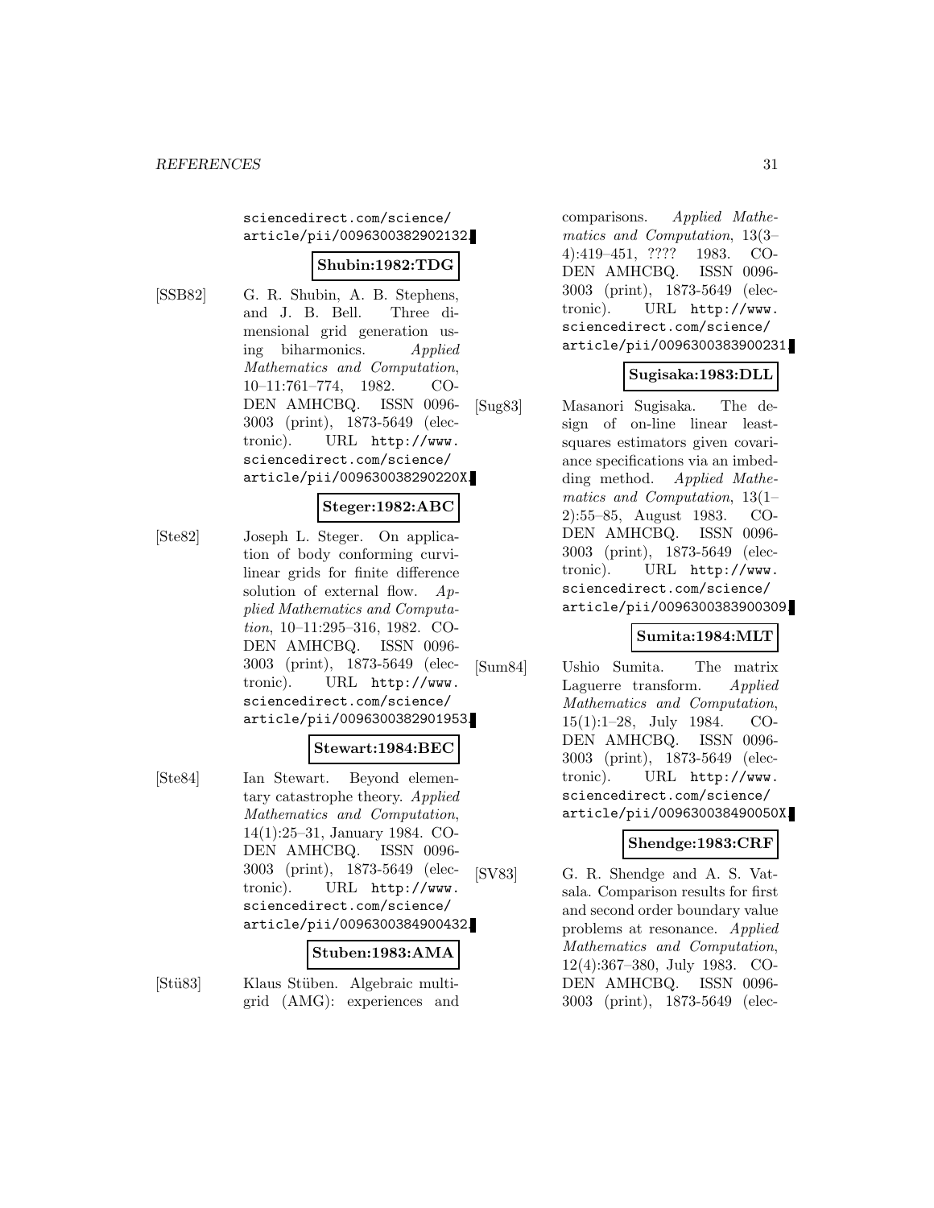sciencedirect.com/science/article/pii/0096300382902132.

**Shubin:1982:TDG**

[SSB82] G. R. Shubin, A. B. Stephens, and J. B. Bell. Three dimensional grid generation using biharmonics. *Applied Mathematics and Computation*, 10–11:761–774, 1982. CODEN AMHCBQ. ISSN 0096-3003 (print), 1873-5649 (electronic). URL http://www.sciencedirect.com/science/article/pii/009630038290220X.

**Steger:1982:ABC**

[Ste82] Joseph L. Steger. On application of body conforming curvilinear grids for finite difference solution of external flow. *Applied Mathematics and Computation*, 10–11:295–316, 1982. CODEN AMHCBQ. ISSN 0096-3003 (print), 1873-5649 (electronic). URL http://www.sciencedirect.com/science/article/pii/0096300382901953.

**Stewart:1984:BEC**

[Ste84] Ian Stewart. Beyond elementary catastrophe theory. *Applied Mathematics and Computation*, 14(1):25–31, January 1984. CODEN AMHCBQ. ISSN 0096-3003 (print), 1873-5649 (electronic). URL http://www.sciencedirect.com/science/article/pii/0096300384900432.

**Stuben:1983:AMA**

[Stü83] Klaus Stüben. Algebraic multigrid (AMG): experiences and comparisons. *Applied Mathematics and Computation*, 13(3–4):419–451, ???? 1983. CODEN AMHCBQ. ISSN 0096-3003 (print), 1873-5649 (electronic). URL http://www.sciencedirect.com/science/article/pii/0096300383900231.

**Sugisaka:1983:DLL**

[Sug83] Masanori Sugisaka. The design of on-line linear least-squares estimators given covariance specifications via an imbedding method. *Applied Mathematics and Computation*, 13(1–2):55–85, August 1983. CODEN AMHCBQ. ISSN 0096-3003 (print), 1873-5649 (electronic). URL http://www.sciencedirect.com/science/article/pii/0096300383900309.

**Sumita:1984:MLT**

[Sum84] Ushio Sumita. The matrix Laguerre transform. *Applied Mathematics and Computation*, 15(1):1–28, July 1984. CODEN AMHCBQ. ISSN 0096-3003 (print), 1873-5649 (electronic). URL http://www.sciencedirect.com/science/article/pii/009630038490050X.

**Shendge:1983:CRF**

[SV83] G. R. Shendge and A. S. Vatsala. Comparison results for first and second order boundary value problems at resonance. *Applied Mathematics and Computation*, 12(4):367–380, July 1983. CODEN AMHCBQ. ISSN 0096-3003 (print), 1873-5649 (elec-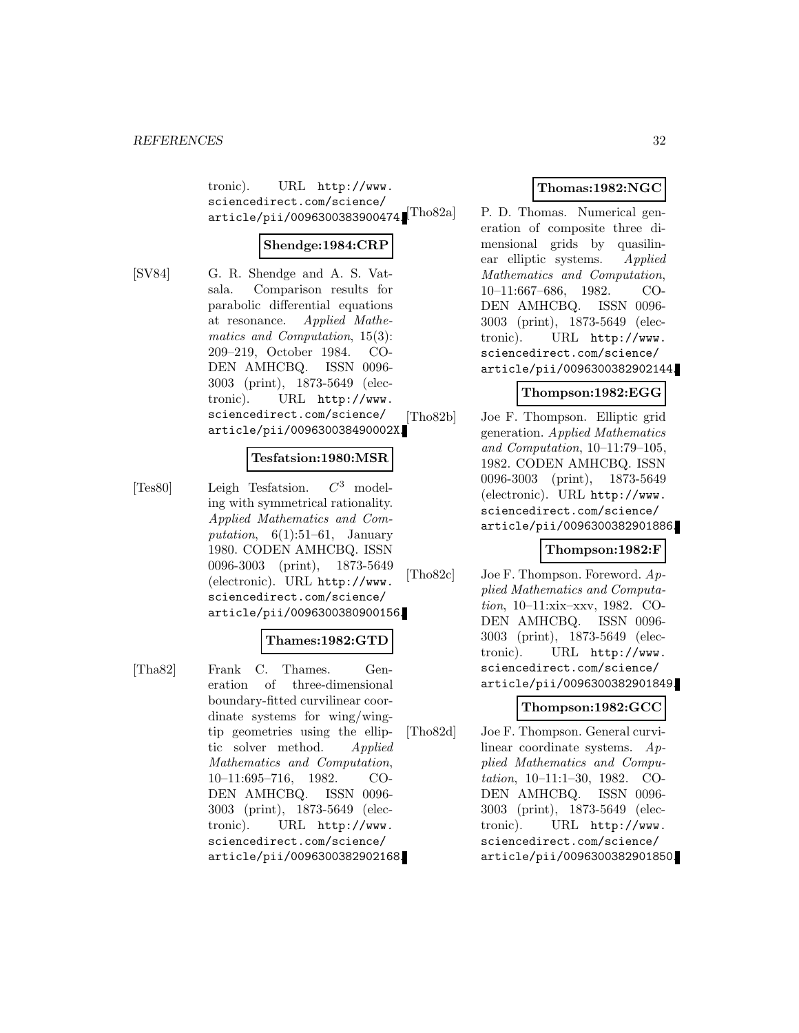tronic). URL http://www.sciencedirect.com/science/article/pii/0096300383900474.

**Shendge:1984:CRP**

[SV84] G. R. Shendge and A. S. Vatsala. Comparison results for parabolic differential equations at resonance. *Applied Mathematics and Computation*, 15(3): 209–219, October 1984. CODEN AMHCBQ. ISSN 0096-3003 (print), 1873-5649 (electronic). URL http://www.sciencedirect.com/science/article/pii/009630038490002X.

**Tesfatsion:1980:MSR**

[Tes80] Leigh Tesfatsion. $C^3$ modeling with symmetrical rationality. *Applied Mathematics and Computation*, 6(1):51–61, January 1980. CODEN AMHCBQ. ISSN 0096-3003 (print), 1873-5649 (electronic). URL http://www.sciencedirect.com/science/article/pii/0096300380900156.

**Thames:1982:GTD**

[Tha82] Frank C. Thames. Generation of three-dimensional boundary-fitted curvilinear coordinate systems for wing/wingtip geometries using the elliptic solver method. *Applied Mathematics and Computation*, 10–11:695–716, 1982. CODEN AMHCBQ. ISSN 0096-3003 (print), 1873-5649 (electronic). URL http://www.sciencedirect.com/science/article/pii/0096300382902168.

**Thomas:1982:NGC**

[Tho82a] P. D. Thomas. Numerical generation of composite three dimensional grids by quasilinear elliptic systems. *Applied Mathematics and Computation*, 10–11:667–686, 1982. CODEN AMHCBQ. ISSN 0096-3003 (print), 1873-5649 (electronic). URL http://www.sciencedirect.com/science/article/pii/0096300382902144.

**Thompson:1982:EGG**

[Tho82b] Joe F. Thompson. Elliptic grid generation. *Applied Mathematics and Computation*, 10–11:79–105, 1982. CODEN AMHCBQ. ISSN 0096-3003 (print), 1873-5649 (electronic). URL http://www.sciencedirect.com/science/article/pii/0096300382901886.

**Thompson:1982:F**

[Tho82c] Joe F. Thompson. Foreword. *Applied Mathematics and Computation*, 10–11:xix–xxv, 1982. CODEN AMHCBQ. ISSN 0096-3003 (print), 1873-5649 (electronic). URL http://www.sciencedirect.com/science/article/pii/0096300382901849.

**Thompson:1982:GCC**

[Tho82d] Joe F. Thompson. General curvilinear coordinate systems. *Applied Mathematics and Computation*, 10–11:1–30, 1982. CODEN AMHCBQ. ISSN 0096-3003 (print), 1873-5649 (electronic). URL http://www.sciencedirect.com/science/article/pii/0096300382901850.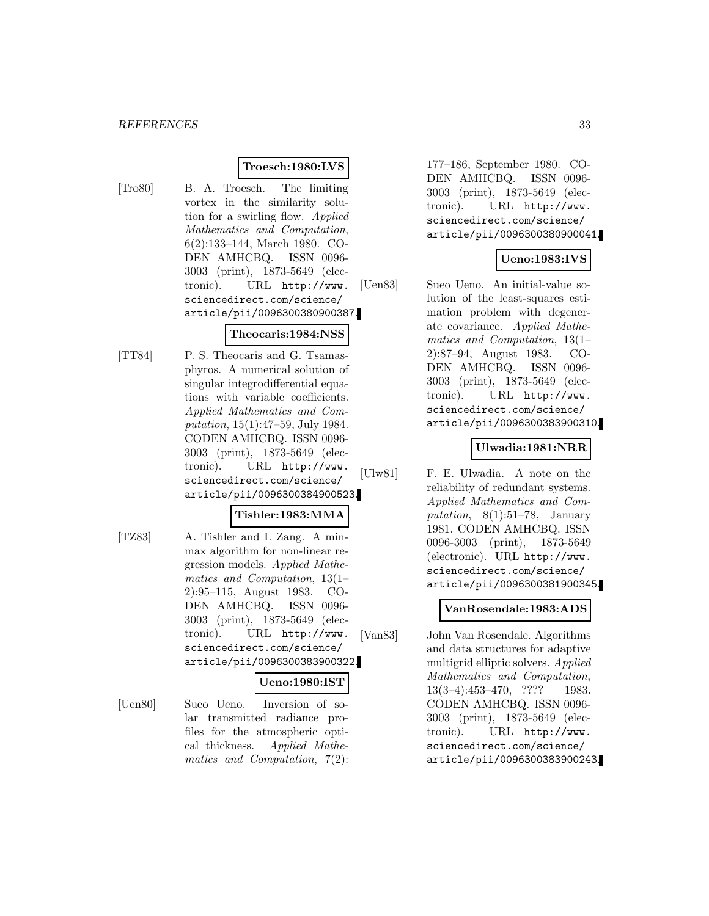**Troesch:1980:LVS**

[Tro80] B. A. Troesch. The limiting vortex in the similarity solution for a swirling flow. *Applied Mathematics and Computation*, 6(2):133–144, March 1980. CODEN AMHCBQ. ISSN 0096-3003 (print), 1873-5649 (electronic). URL http://www.sciencedirect.com/science/article/pii/0096300380900387.

**Theocaris:1984:NSS**

[TT84] P. S. Theocaris and G. Tsamasphyros. A numerical solution of singular integrodifferential equations with variable coefficients. *Applied Mathematics and Computation*, 15(1):47–59, July 1984. CODEN AMHCBQ. ISSN 0096-3003 (print), 1873-5649 (electronic). URL http://www.sciencedirect.com/science/article/pii/0096300384900523.

**Tishler:1983:MMA**

[TZ83] A. Tishler and I. Zang. A minmax algorithm for non-linear regression models. *Applied Mathematics and Computation*, 13(1–2):95–115, August 1983. CODEN AMHCBQ. ISSN 0096-3003 (print), 1873-5649 (electronic). URL http://www.sciencedirect.com/science/article/pii/0096300383900322.

**Ueno:1980:IST**

[Uen80] Sueo Ueno. Inversion of solar transmitted radiance profiles for the atmospheric optical thickness. *Applied Mathematics and Computation*, 7(2):177–186, September 1980. CODEN AMHCBQ. ISSN 0096-3003 (print), 1873-5649 (electronic). URL http://www.sciencedirect.com/science/article/pii/0096300380900041.

**Ueno:1983:IVS**

[Uen83] Sueo Ueno. An initial-value solution of the least-squares estimation problem with degenerate covariance. *Applied Mathematics and Computation*, 13(1–2):87–94, August 1983. CODEN AMHCBQ. ISSN 0096-3003 (print), 1873-5649 (electronic). URL http://www.sciencedirect.com/science/article/pii/0096300383900310.

**Ulwadia:1981:NRR**

[Ulw81] F. E. Ulwadia. A note on the reliability of redundant systems. *Applied Mathematics and Computation*, 8(1):51–78, January 1981. CODEN AMHCBQ. ISSN 0096-3003 (print), 1873-5649 (electronic). URL http://www.sciencedirect.com/science/article/pii/0096300381900345.

**VanRosendale:1983:ADS**

[Van83] John Van Rosendale. Algorithms and data structures for adaptive multigrid elliptic solvers. *Applied Mathematics and Computation*, 13(3–4):453–470, ???? 1983. CODEN AMHCBQ. ISSN 0096-3003 (print), 1873-5649 (electronic). URL http://www.sciencedirect.com/science/article/pii/0096300383900243.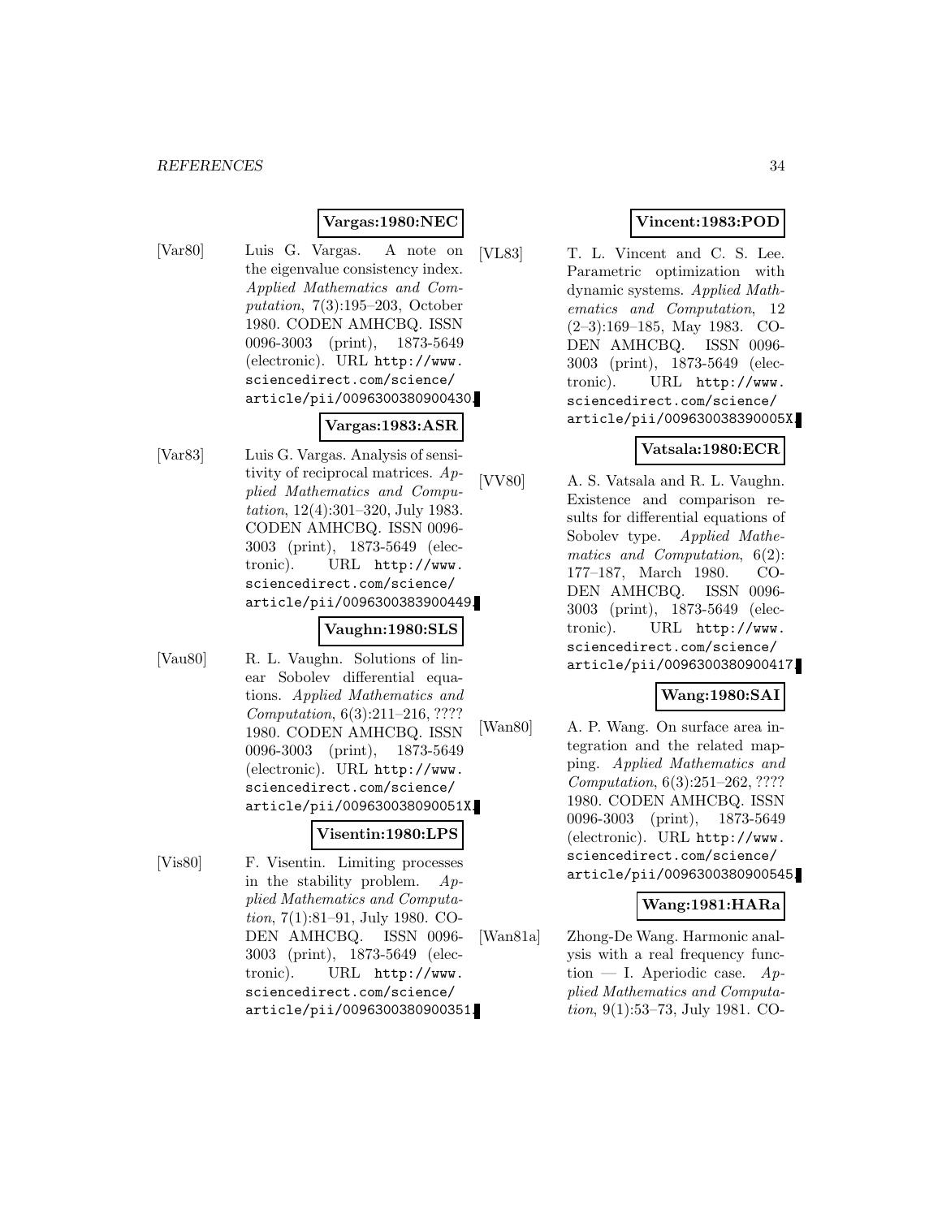**Vargas:1980:NEC**

[Var80] Luis G. Vargas. A note on the eigenvalue consistency index. *Applied Mathematics and Computation*, 7(3):195–203, October 1980. CODEN AMHCBQ. ISSN 0096-3003 (print), 1873-5649 (electronic). URL http://www.sciencedirect.com/science/article/pii/0096300380900430.

**Vargas:1983:ASR**

[Var83] Luis G. Vargas. Analysis of sensitivity of reciprocal matrices. *Applied Mathematics and Computation*, 12(4):301–320, July 1983. CODEN AMHCBQ. ISSN 0096-3003 (print), 1873-5649 (electronic). URL http://www.sciencedirect.com/science/article/pii/0096300383900449.

**Vaughn:1980:SLS**

[Vau80] R. L. Vaughn. Solutions of linear Sobolev differential equations. *Applied Mathematics and Computation*, 6(3):211–216, ???? 1980. CODEN AMHCBQ. ISSN 0096-3003 (print), 1873-5649 (electronic). URL http://www.sciencedirect.com/science/article/pii/009630038090051X.

**Visentin:1980:LPS**

[Vis80] F. Visentin. Limiting processes in the stability problem. *Applied Mathematics and Computation*, 7(1):81–91, July 1980. CODEN AMHCBQ. ISSN 0096-3003 (print), 1873-5649 (electronic). URL http://www.sciencedirect.com/science/article/pii/0096300380900351.

**Vincent:1983:POD**

[VL83] T. L. Vincent and C. S. Lee. Parametric optimization with dynamic systems. *Applied Mathematics and Computation*, 12 (2–3):169–185, May 1983. CODEN AMHCBQ. ISSN 0096-3003 (print), 1873-5649 (electronic). URL http://www.sciencedirect.com/science/article/pii/009630038390005X.

**Vatsala:1980:ECR**

[VV80] A. S. Vatsala and R. L. Vaughn. Existence and comparison results for differential equations of Sobolev type. *Applied Mathematics and Computation*, 6(2): 177–187, March 1980. CODEN AMHCBQ. ISSN 0096-3003 (print), 1873-5649 (electronic). URL http://www.sciencedirect.com/science/article/pii/0096300380900417.

**Wang:1980:SAI**

[Wan80] A. P. Wang. On surface area integration and the related mapping. *Applied Mathematics and Computation*, 6(3):251–262, ???? 1980. CODEN AMHCBQ. ISSN 0096-3003 (print), 1873-5649 (electronic). URL http://www.sciencedirect.com/science/article/pii/0096300380900545.

**Wang:1981:HARa**

[Wan81a] Zhong-De Wang. Harmonic analysis with a real frequency function — I. Aperiodic case. *Applied Mathematics and Computation*, 9(1):53–73, July 1981. CO-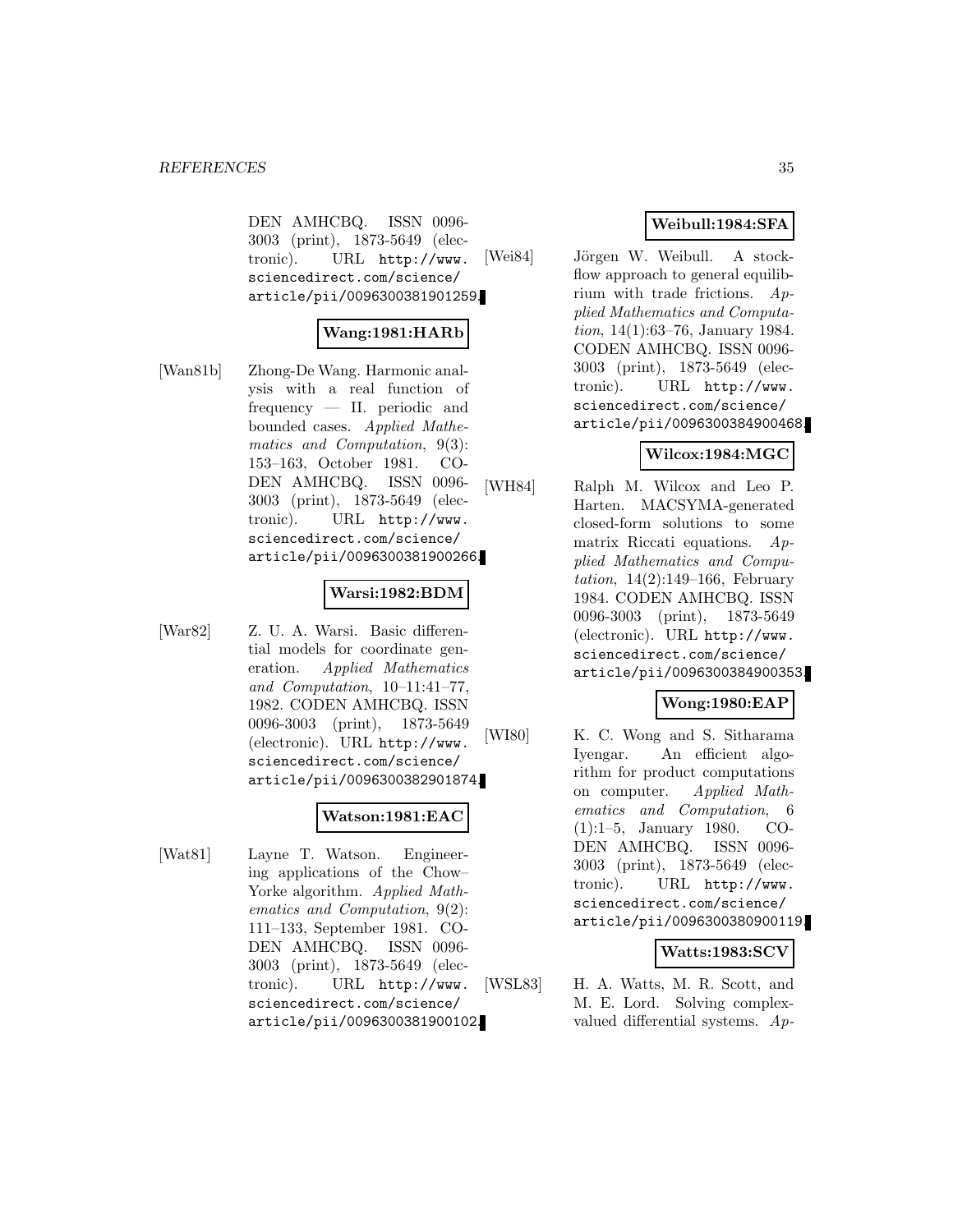DEN AMHCBQ. ISSN 0096-3003 (print), 1873-5649 (electronic). URL http://www.sciencedirect.com/science/article/pii/0096300381901259.

**Wang:1981:HARb**

[Wan81b] Zhong-De Wang. Harmonic analysis with a real function of frequency — II. periodic and bounded cases. *Applied Mathematics and Computation*, 9(3): 153–163, October 1981. CODEN AMHCBQ. ISSN 0096-3003 (print), 1873-5649 (electronic). URL http://www.sciencedirect.com/science/article/pii/0096300381900266.

**Warsi:1982:BDM**

[War82] Z. U. A. Warsi. Basic differential models for coordinate generation. *Applied Mathematics and Computation*, 10–11:41–77, 1982. CODEN AMHCBQ. ISSN 0096-3003 (print), 1873-5649 (electronic). URL http://www.sciencedirect.com/science/article/pii/0096300382901874.

**Watson:1981:EAC**

[Wat81] Layne T. Watson. Engineering applications of the Chow–Yorke algorithm. *Applied Mathematics and Computation*, 9(2): 111–133, September 1981. CODEN AMHCBQ. ISSN 0096-3003 (print), 1873-5649 (electronic). URL http://www.sciencedirect.com/science/article/pii/0096300381900102.

**Weibull:1984:SFA**

[Wei84] Jörgen W. Weibull. A stock-flow approach to general equilibrium with trade frictions. *Applied Mathematics and Computation*, 14(1):63–76, January 1984. CODEN AMHCBQ. ISSN 0096-3003 (print), 1873-5649 (electronic). URL http://www.sciencedirect.com/science/article/pii/0096300384900468.

**Wilcox:1984:MGC**

[WH84] Ralph M. Wilcox and Leo P. Harten. MACSYMA-generated closed-form solutions to some matrix Riccati equations. *Applied Mathematics and Computation*, 14(2):149–166, February 1984. CODEN AMHCBQ. ISSN 0096-3003 (print), 1873-5649 (electronic). URL http://www.sciencedirect.com/science/article/pii/0096300384900353.

**Wong:1980:EAP**

[WI80] K. C. Wong and S. Sitharama Iyengar. An efficient algorithm for product computations on computer. *Applied Mathematics and Computation*, 6 (1):1–5, January 1980. CODEN AMHCBQ. ISSN 0096-3003 (print), 1873-5649 (electronic). URL http://www.sciencedirect.com/science/article/pii/0096300380900119.

**Watts:1983:SCV**

[WSL83] H. A. Watts, M. R. Scott, and M. E. Lord. Solving complex-valued differential systems. *Ap-*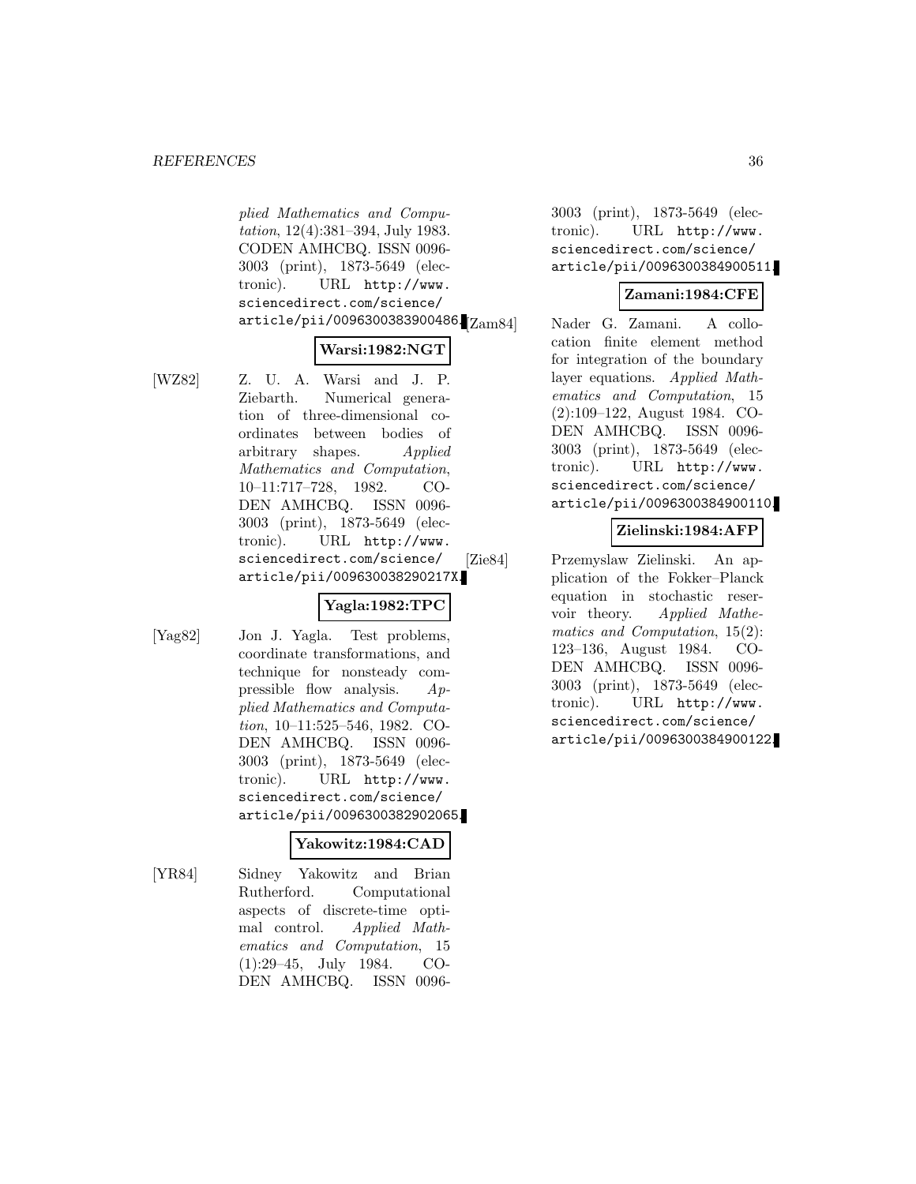*plied Mathematics and Computation*, 12(4):381–394, July 1983. CODEN AMHCBQ. ISSN 0096-3003 (print), 1873-5649 (electronic). URL http://www.sciencedirect.com/science/article/pii/0096300383900486.

**Warsi:1982:NGT**

[WZ82] Z. U. A. Warsi and J. P. Ziebarth. Numerical generation of three-dimensional coordinates between bodies of arbitrary shapes. *Applied Mathematics and Computation*, 10–11:717–728, 1982. CODEN AMHCBQ. ISSN 0096-3003 (print), 1873-5649 (electronic). URL http://www.sciencedirect.com/science/article/pii/009630038290217X.

**Yagla:1982:TPC**

[Yag82] Jon J. Yagla. Test problems, coordinate transformations, and technique for nonsteady compressible flow analysis. *Applied Mathematics and Computation*, 10–11:525–546, 1982. CODEN AMHCBQ. ISSN 0096-3003 (print), 1873-5649 (electronic). URL http://www.sciencedirect.com/science/article/pii/0096300382902065.

**Yakowitz:1984:CAD**

[YR84] Sidney Yakowitz and Brian Rutherford. Computational aspects of discrete-time optimal control. *Applied Mathematics and Computation*, 15 (1):29–45, July 1984. CODEN AMHCBQ. ISSN 0096-3003 (print), 1873-5649 (electronic). URL http://www.sciencedirect.com/science/article/pii/0096300384900511.

**Zamani:1984:CFE**

[Zam84] Nader G. Zamani. A collocation finite element method for integration of the boundary layer equations. *Applied Mathematics and Computation*, 15 (2):109–122, August 1984. CODEN AMHCBQ. ISSN 0096-3003 (print), 1873-5649 (electronic). URL http://www.sciencedirect.com/science/article/pii/0096300384900110.

**Zielinski:1984:AFP**

[Zie84] Przemyslaw Zielinski. An application of the Fokker–Planck equation in stochastic reservoir theory. *Applied Mathematics and Computation*, 15(2): 123–136, August 1984. CODEN AMHCBQ. ISSN 0096-3003 (print), 1873-5649 (electronic). URL http://www.sciencedirect.com/science/article/pii/0096300384900122.